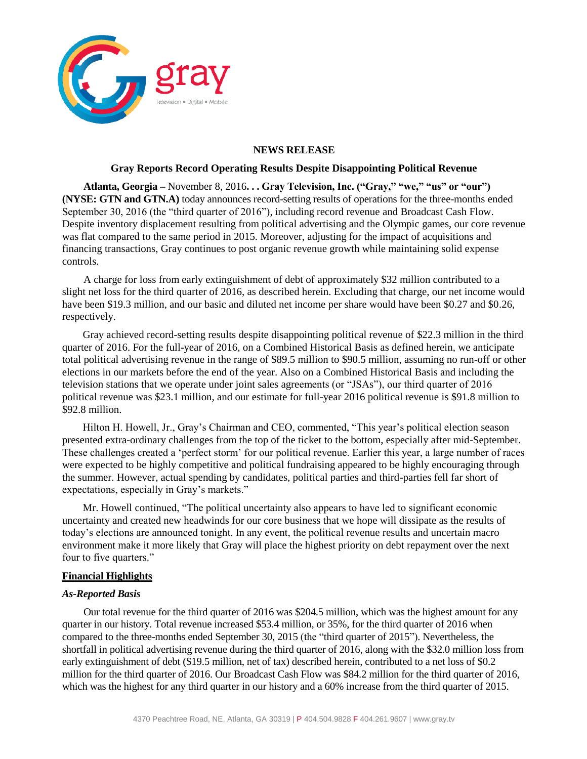gray

Television • Digital • Mobile

**NEWS RELEASE**

**Gray Reports Record Operating Results Despite Disappointing Political Revenue**

**Atlanta, Georgia** – November 8, 2016**. . . Gray Television, Inc. ("Gray," "we," "us" or "our") (NYSE: GTN and GTN.A)** today announces record-setting results of operations for the three-months ended September 30, 2016 (the "third quarter of 2016"), including record revenue and Broadcast Cash Flow. Despite inventory displacement resulting from political advertising and the Olympic games, our core revenue was flat compared to the same period in 2015. Moreover, adjusting for the impact of acquisitions and financing transactions, Gray continues to post organic revenue growth while maintaining solid expense controls.

A charge for loss from early extinguishment of debt of approximately $32 million contributed to a slight net loss for the third quarter of 2016, as described herein. Excluding that charge, our net income would have been $19.3 million, and our basic and diluted net income per share would have been $0.27 and $0.26, respectively.

Gray achieved record-setting results despite disappointing political revenue of $22.3 million in the third quarter of 2016. For the full-year of 2016, on a Combined Historical Basis as defined herein, we anticipate total political advertising revenue in the range of $89.5 million to $90.5 million, assuming no run-off or other elections in our markets before the end of the year. Also on a Combined Historical Basis and including the television stations that we operate under joint sales agreements (or "JSAs"), our third quarter of 2016 political revenue was $23.1 million, and our estimate for full-year 2016 political revenue is $91.8 million to $92.8 million.

Hilton H. Howell, Jr., Gray's Chairman and CEO, commented, "This year's political election season presented extra-ordinary challenges from the top of the ticket to the bottom, especially after mid-September. These challenges created a 'perfect storm' for our political revenue. Earlier this year, a large number of races were expected to be highly competitive and political fundraising appeared to be highly encouraging through the summer. However, actual spending by candidates, political parties and third-parties fell far short of expectations, especially in Gray's markets."

Mr. Howell continued, "The political uncertainty also appears to have led to significant economic uncertainty and created new headwinds for our core business that we hope will dissipate as the results of today's elections are announced tonight. In any event, the political revenue results and uncertain macro environment make it more likely that Gray will place the highest priority on debt repayment over the next four to five quarters."

## Financial Highlights

### *As-Reported Basis*

Our total revenue for the third quarter of 2016 was $204.5 million, which was the highest amount for any quarter in our history. Total revenue increased $53.4 million, or 35%, for the third quarter of 2016 when compared to the three-months ended September 30, 2015 (the "third quarter of 2015"). Nevertheless, the shortfall in political advertising revenue during the third quarter of 2016, along with the $32.0 million loss from early extinguishment of debt ($19.5 million, net of tax) described herein, contributed to a net loss of $0.2 million for the third quarter of 2016. Our Broadcast Cash Flow was $84.2 million for the third quarter of 2016, which was the highest for any third quarter in our history and a 60% increase from the third quarter of 2015.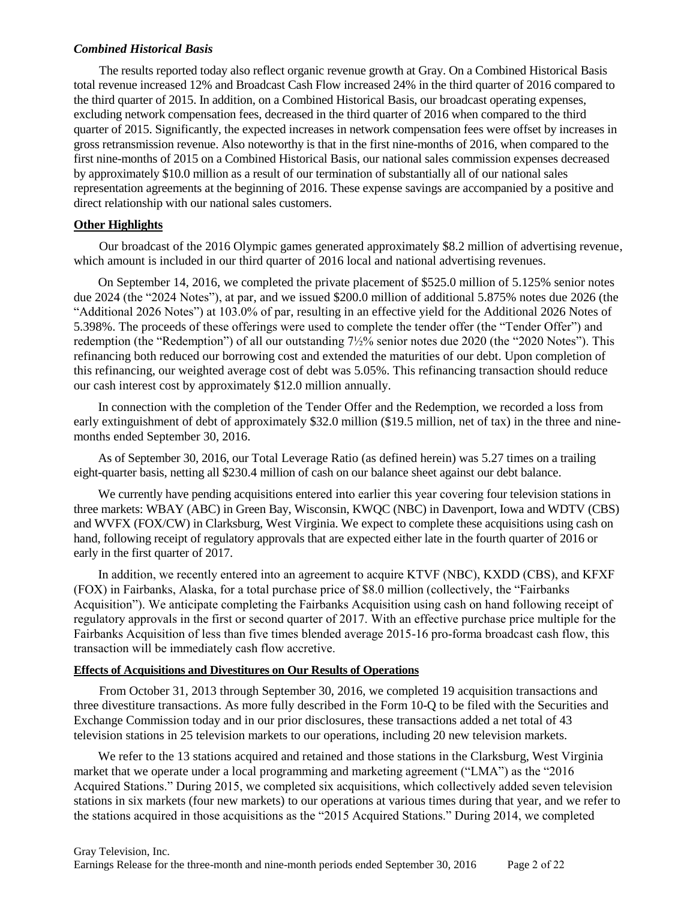### *Combined Historical Basis*

The results reported today also reflect organic revenue growth at Gray. On a Combined Historical Basis total revenue increased 12% and Broadcast Cash Flow increased 24% in the third quarter of 2016 compared to the third quarter of 2015. In addition, on a Combined Historical Basis, our broadcast operating expenses, excluding network compensation fees, decreased in the third quarter of 2016 when compared to the third quarter of 2015. Significantly, the expected increases in network compensation fees were offset by increases in gross retransmission revenue. Also noteworthy is that in the first nine-months of 2016, when compared to the first nine-months of 2015 on a Combined Historical Basis, our national sales commission expenses decreased by approximately $10.0 million as a result of our termination of substantially all of our national sales representation agreements at the beginning of 2016. These expense savings are accompanied by a positive and direct relationship with our national sales customers.

## Other Highlights

Our broadcast of the 2016 Olympic games generated approximately $8.2 million of advertising revenue, which amount is included in our third quarter of 2016 local and national advertising revenues.

On September 14, 2016, we completed the private placement of $525.0 million of 5.125% senior notes due 2024 (the "2024 Notes"), at par, and we issued $200.0 million of additional 5.875% notes due 2026 (the "Additional 2026 Notes") at 103.0% of par, resulting in an effective yield for the Additional 2026 Notes of 5.398%. The proceeds of these offerings were used to complete the tender offer (the "Tender Offer") and redemption (the "Redemption") of all our outstanding 7½% senior notes due 2020 (the "2020 Notes"). This refinancing both reduced our borrowing cost and extended the maturities of our debt. Upon completion of this refinancing, our weighted average cost of debt was 5.05%. This refinancing transaction should reduce our cash interest cost by approximately $12.0 million annually.

In connection with the completion of the Tender Offer and the Redemption, we recorded a loss from early extinguishment of debt of approximately $32.0 million ($19.5 million, net of tax) in the three and nine-months ended September 30, 2016.

As of September 30, 2016, our Total Leverage Ratio (as defined herein) was 5.27 times on a trailing eight-quarter basis, netting all $230.4 million of cash on our balance sheet against our debt balance.

We currently have pending acquisitions entered into earlier this year covering four television stations in three markets: WBAY (ABC) in Green Bay, Wisconsin, KWQC (NBC) in Davenport, Iowa and WDTV (CBS) and WVFX (FOX/CW) in Clarksburg, West Virginia. We expect to complete these acquisitions using cash on hand, following receipt of regulatory approvals that are expected either late in the fourth quarter of 2016 or early in the first quarter of 2017.

In addition, we recently entered into an agreement to acquire KTVF (NBC), KXDD (CBS), and KFXF (FOX) in Fairbanks, Alaska, for a total purchase price of $8.0 million (collectively, the "Fairbanks Acquisition"). We anticipate completing the Fairbanks Acquisition using cash on hand following receipt of regulatory approvals in the first or second quarter of 2017. With an effective purchase price multiple for the Fairbanks Acquisition of less than five times blended average 2015-16 pro-forma broadcast cash flow, this transaction will be immediately cash flow accretive.

## Effects of Acquisitions and Divestitures on Our Results of Operations

From October 31, 2013 through September 30, 2016, we completed 19 acquisition transactions and three divestiture transactions. As more fully described in the Form 10-Q to be filed with the Securities and Exchange Commission today and in our prior disclosures, these transactions added a net total of 43 television stations in 25 television markets to our operations, including 20 new television markets.

We refer to the 13 stations acquired and retained and those stations in the Clarksburg, West Virginia market that we operate under a local programming and marketing agreement ("LMA") as the "2016 Acquired Stations." During 2015, we completed six acquisitions, which collectively added seven television stations in six markets (four new markets) to our operations at various times during that year, and we refer to the stations acquired in those acquisitions as the "2015 Acquired Stations." During 2014, we completed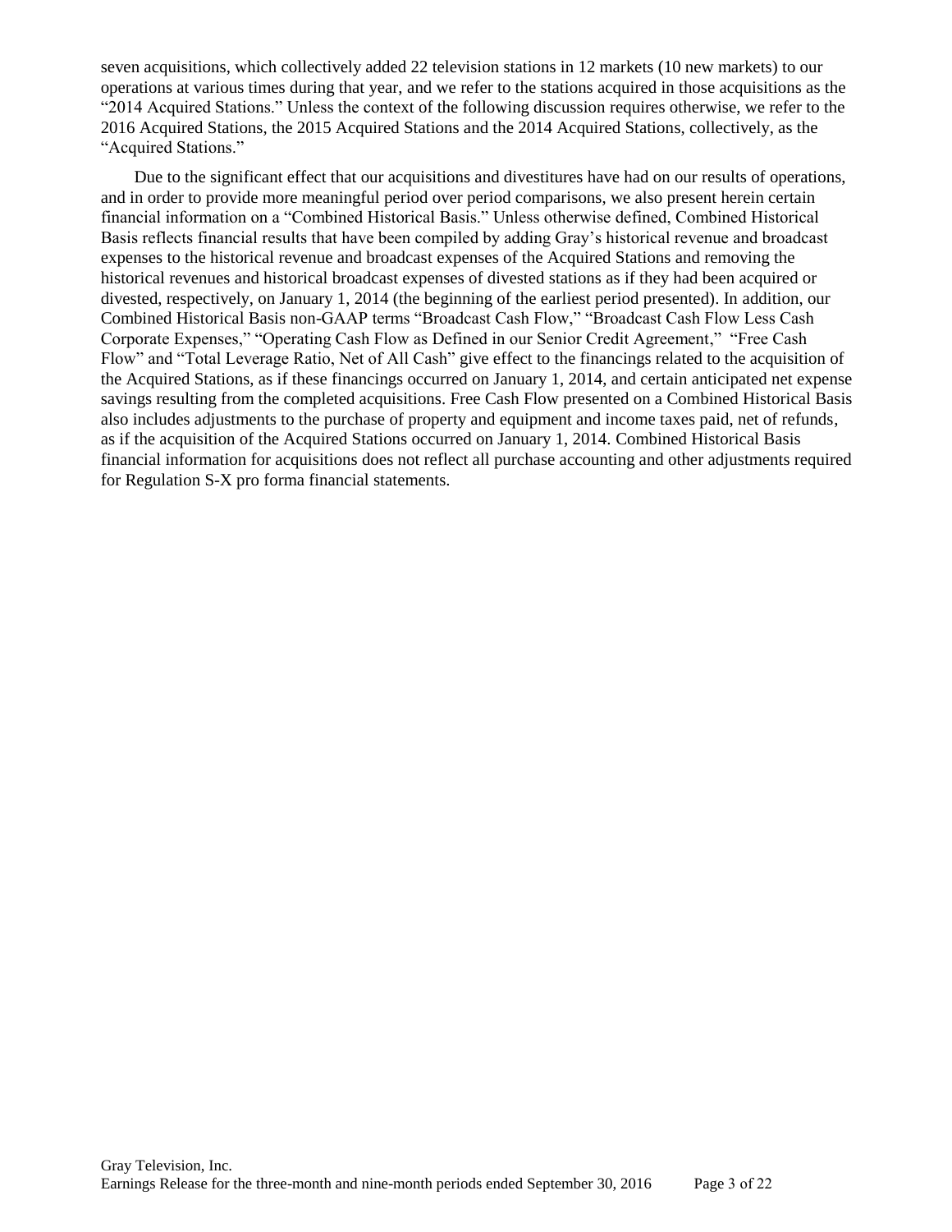seven acquisitions, which collectively added 22 television stations in 12 markets (10 new markets) to our operations at various times during that year, and we refer to the stations acquired in those acquisitions as the "2014 Acquired Stations." Unless the context of the following discussion requires otherwise, we refer to the 2016 Acquired Stations, the 2015 Acquired Stations and the 2014 Acquired Stations, collectively, as the "Acquired Stations."

Due to the significant effect that our acquisitions and divestitures have had on our results of operations, and in order to provide more meaningful period over period comparisons, we also present herein certain financial information on a "Combined Historical Basis." Unless otherwise defined, Combined Historical Basis reflects financial results that have been compiled by adding Gray's historical revenue and broadcast expenses to the historical revenue and broadcast expenses of the Acquired Stations and removing the historical revenues and historical broadcast expenses of divested stations as if they had been acquired or divested, respectively, on January 1, 2014 (the beginning of the earliest period presented). In addition, our Combined Historical Basis non-GAAP terms "Broadcast Cash Flow," "Broadcast Cash Flow Less Cash Corporate Expenses," "Operating Cash Flow as Defined in our Senior Credit Agreement," "Free Cash Flow" and "Total Leverage Ratio, Net of All Cash" give effect to the financings related to the acquisition of the Acquired Stations, as if these financings occurred on January 1, 2014, and certain anticipated net expense savings resulting from the completed acquisitions. Free Cash Flow presented on a Combined Historical Basis also includes adjustments to the purchase of property and equipment and income taxes paid, net of refunds, as if the acquisition of the Acquired Stations occurred on January 1, 2014. Combined Historical Basis financial information for acquisitions does not reflect all purchase accounting and other adjustments required for Regulation S-X pro forma financial statements.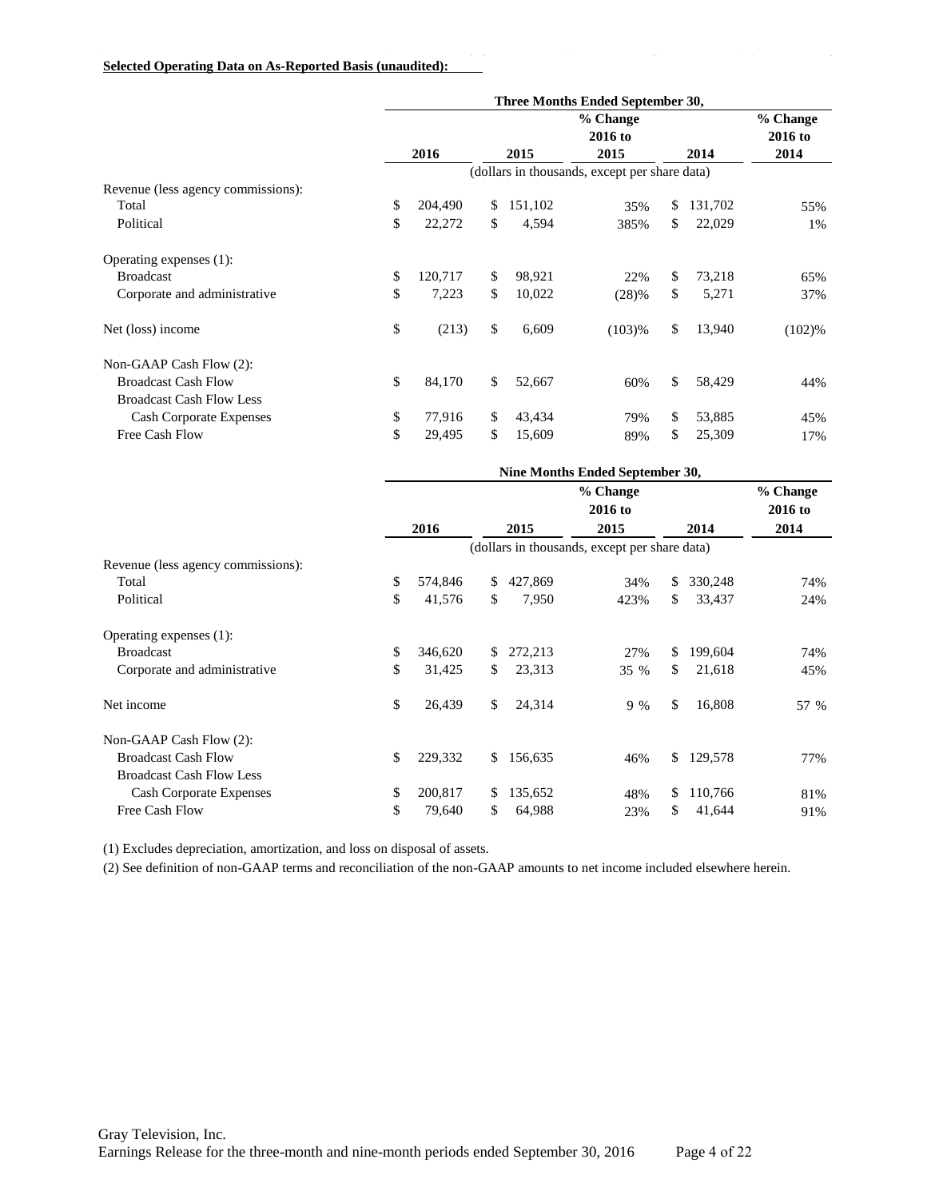**Selected Operating Data on As-Reported Basis (unaudited):**

| | Three Months Ended September 30, | | | | |
|---|---|---|---|---|---|
| | 2016 | 2015 | % Change 2016 to 2015 | 2014 | % Change 2016 to 2014 |
| | (dollars in thousands, except per share data) | | | | |
| Revenue (less agency commissions): | | | | | |
| Total | $ 204,490 | $ 151,102 | 35% | $ 131,702 | 55% |
| Political | $ 22,272 | $ 4,594 | 385% | $ 22,029 | 1% |
| Operating expenses (1): | | | | | |
| Broadcast | $ 120,717 | $ 98,921 | 22% | $ 73,218 | 65% |
| Corporate and administrative | $ 7,223 | $ 10,022 | (28)% | $ 5,271 | 37% |
| Net (loss) income | $ (213) | $ 6,609 | (103)% | $ 13,940 | (102)% |
| Non-GAAP Cash Flow (2): | | | | | |
| Broadcast Cash Flow | $ 84,170 | $ 52,667 | 60% | $ 58,429 | 44% |
| Broadcast Cash Flow Less Cash Corporate Expenses | $ 77,916 | $ 43,434 | 79% | $ 53,885 | 45% |
| Free Cash Flow | $ 29,495 | $ 15,609 | 89% | $ 25,309 | 17% |

| | Nine Months Ended September 30, | | | | |
|---|---|---|---|---|---|
| | 2016 | 2015 | % Change 2016 to 2015 | 2014 | % Change 2016 to 2014 |
| | (dollars in thousands, except per share data) | | | | |
| Revenue (less agency commissions): | | | | | |
| Total | $ 574,846 | $ 427,869 | 34% | $ 330,248 | 74% |
| Political | $ 41,576 | $ 7,950 | 423% | $ 33,437 | 24% |
| Operating expenses (1): | | | | | |
| Broadcast | $ 346,620 | $ 272,213 | 27% | $ 199,604 | 74% |
| Corporate and administrative | $ 31,425 | $ 23,313 | 35 % | $ 21,618 | 45% |
| Net income | $ 26,439 | $ 24,314 | 9 % | $ 16,808 | 57 % |
| Non-GAAP Cash Flow (2): | | | | | |
| Broadcast Cash Flow | $ 229,332 | $ 156,635 | 46% | $ 129,578 | 77% |
| Broadcast Cash Flow Less Cash Corporate Expenses | $ 200,817 | $ 135,652 | 48% | $ 110,766 | 81% |
| Free Cash Flow | $ 79,640 | $ 64,988 | 23% | $ 41,644 | 91% |

(1) Excludes depreciation, amortization, and loss on disposal of assets.

(2) See definition of non-GAAP terms and reconciliation of the non-GAAP amounts to net income included elsewhere herein.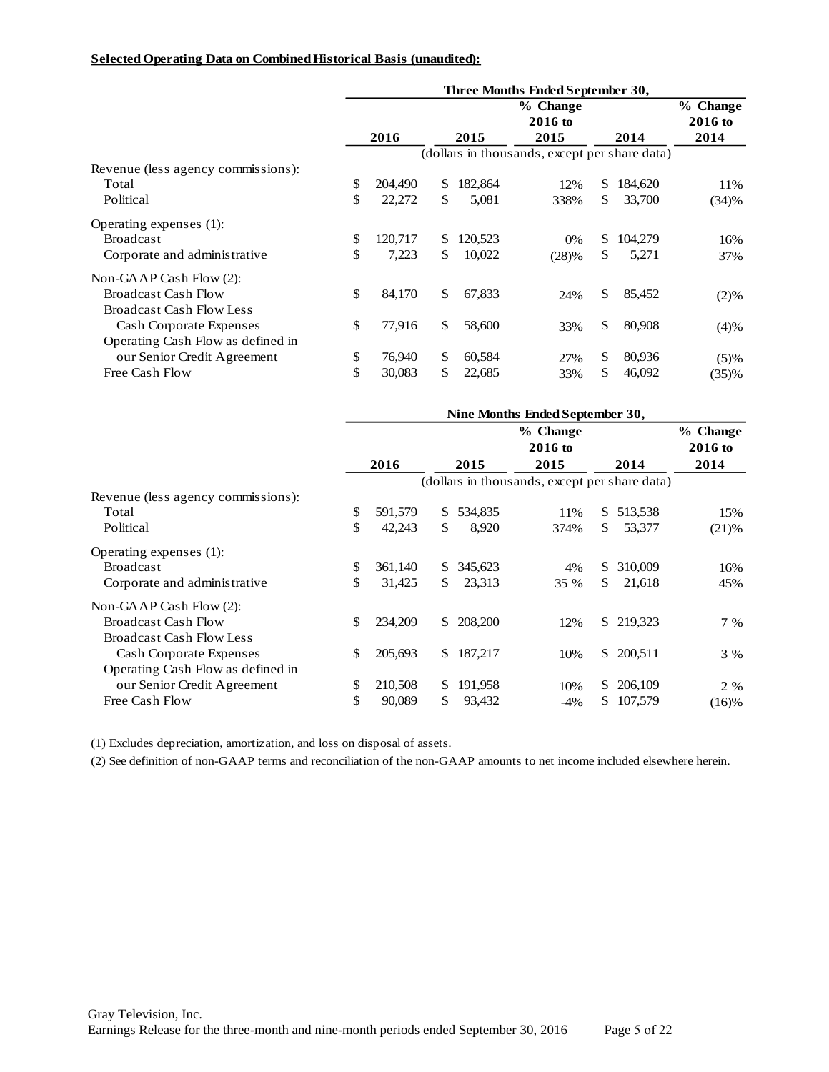**Selected Operating Data on Combined Historical Basis (unaudited):**

| | Three Months Ended September 30, | | | | |
|---|---|---|---|---|---|
| | 2016 | 2015 | % Change 2016 to 2015 | 2014 | % Change 2016 to 2014 |
| | (dollars in thousands, except per share data) | | | | |
| Revenue (less agency commissions): | | | | | |
| Total | $ 204,490 | $ 182,864 | 12% | $ 184,620 | 11% |
| Political | $ 22,272 | $ 5,081 | 338% | $ 33,700 | (34)% |
| Operating expenses (1): | | | | | |
| Broadcast | $ 120,717 | $ 120,523 | 0% | $ 104,279 | 16% |
| Corporate and administrative | $ 7,223 | $ 10,022 | (28)% | $ 5,271 | 37% |
| Non-GAAP Cash Flow (2): | | | | | |
| Broadcast Cash Flow | $ 84,170 | $ 67,833 | 24% | $ 85,452 | (2)% |
| Broadcast Cash Flow Less Cash Corporate Expenses | $ 77,916 | $ 58,600 | 33% | $ 80,908 | (4)% |
| Operating Cash Flow as defined in our Senior Credit Agreement | $ 76,940 | $ 60,584 | 27% | $ 80,936 | (5)% |
| Free Cash Flow | $ 30,083 | $ 22,685 | 33% | $ 46,092 | (35)% |

| | Nine Months Ended September 30, | | | | |
|---|---|---|---|---|---|
| | 2016 | 2015 | % Change 2016 to 2015 | 2014 | % Change 2016 to 2014 |
| | (dollars in thousands, except per share data) | | | | |
| Revenue (less agency commissions): | | | | | |
| Total | $ 591,579 | $ 534,835 | 11% | $ 513,538 | 15% |
| Political | $ 42,243 | $ 8,920 | 374% | $ 53,377 | (21)% |
| Operating expenses (1): | | | | | |
| Broadcast | $ 361,140 | $ 345,623 | 4% | $ 310,009 | 16% |
| Corporate and administrative | $ 31,425 | $ 23,313 | 35 % | $ 21,618 | 45% |
| Non-GAAP Cash Flow (2): | | | | | |
| Broadcast Cash Flow | $ 234,209 | $ 208,200 | 12% | $ 219,323 | 7 % |
| Broadcast Cash Flow Less Cash Corporate Expenses | $ 205,693 | $ 187,217 | 10% | $ 200,511 | 3 % |
| Operating Cash Flow as defined in our Senior Credit Agreement | $ 210,508 | $ 191,958 | 10% | $ 206,109 | 2 % |
| Free Cash Flow | $ 90,089 | $ 93,432 | -4% | $ 107,579 | (16)% |

(1) Excludes depreciation, amortization, and loss on disposal of assets.

(2) See definition of non-GAAP terms and reconciliation of the non-GAAP amounts to net income included elsewhere herein.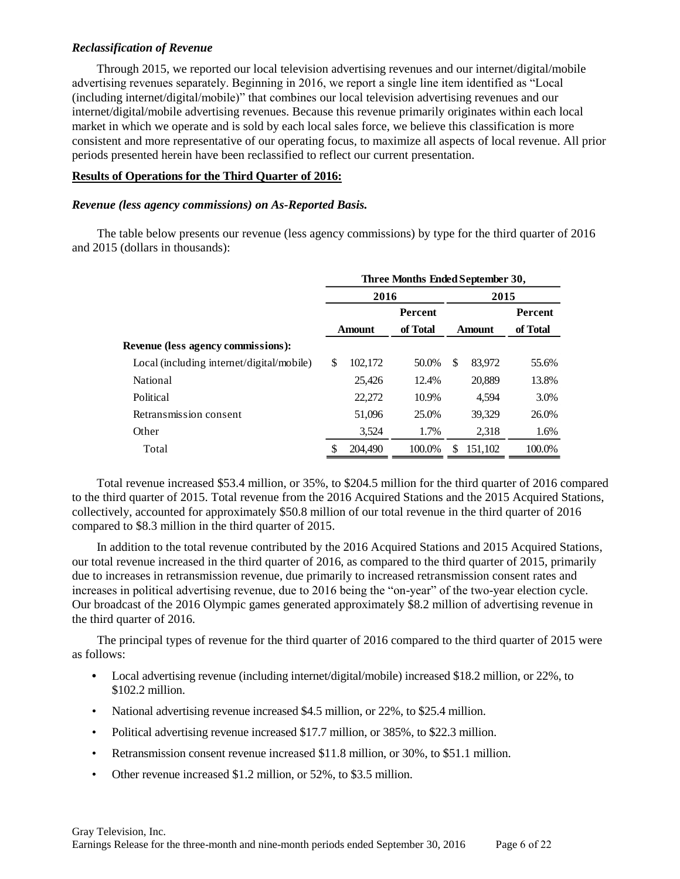### *Reclassification of Revenue*

Through 2015, we reported our local television advertising revenues and our internet/digital/mobile advertising revenues separately. Beginning in 2016, we report a single line item identified as "Local (including internet/digital/mobile)" that combines our local television advertising revenues and our internet/digital/mobile advertising revenues. Because this revenue primarily originates within each local market in which we operate and is sold by each local sales force, we believe this classification is more consistent and more representative of our operating focus, to maximize all aspects of local revenue. All prior periods presented herein have been reclassified to reflect our current presentation.

**Results of Operations for the Third Quarter of 2016:**

### *Revenue (less agency commissions) on As-Reported Basis.*

The table below presents our revenue (less agency commissions) by type for the third quarter of 2016 and 2015 (dollars in thousands):

| | Three Months Ended September 30, | | | |
|---|---|---|---|---|
| | 2016 | | 2015 | |
| | Amount | Percent of Total | Amount | Percent of Total |
| **Revenue (less agency commissions):** | | | | |
| Local (including internet/digital/mobile) | $ 102,172 | 50.0% | $ 83,972 | 55.6% |
| National | 25,426 | 12.4% | 20,889 | 13.8% |
| Political | 22,272 | 10.9% | 4,594 | 3.0% |
| Retransmission consent | 51,096 | 25.0% | 39,329 | 26.0% |
| Other | 3,524 | 1.7% | 2,318 | 1.6% |
| Total | $ 204,490 | 100.0% | $ 151,102 | 100.0% |

Total revenue increased $53.4 million, or 35%, to $204.5 million for the third quarter of 2016 compared to the third quarter of 2015. Total revenue from the 2016 Acquired Stations and the 2015 Acquired Stations, collectively, accounted for approximately $50.8 million of our total revenue in the third quarter of 2016 compared to $8.3 million in the third quarter of 2015.

In addition to the total revenue contributed by the 2016 Acquired Stations and 2015 Acquired Stations, our total revenue increased in the third quarter of 2016, as compared to the third quarter of 2015, primarily due to increases in retransmission revenue, due primarily to increased retransmission consent rates and increases in political advertising revenue, due to 2016 being the "on-year" of the two-year election cycle. Our broadcast of the 2016 Olympic games generated approximately $8.2 million of advertising revenue in the third quarter of 2016.

The principal types of revenue for the third quarter of 2016 compared to the third quarter of 2015 were as follows:

- Local advertising revenue (including internet/digital/mobile) increased $18.2 million, or 22%, to $102.2 million.
- National advertising revenue increased $4.5 million, or 22%, to $25.4 million.
- Political advertising revenue increased $17.7 million, or 385%, to $22.3 million.
- Retransmission consent revenue increased $11.8 million, or 30%, to $51.1 million.
- Other revenue increased $1.2 million, or 52%, to $3.5 million.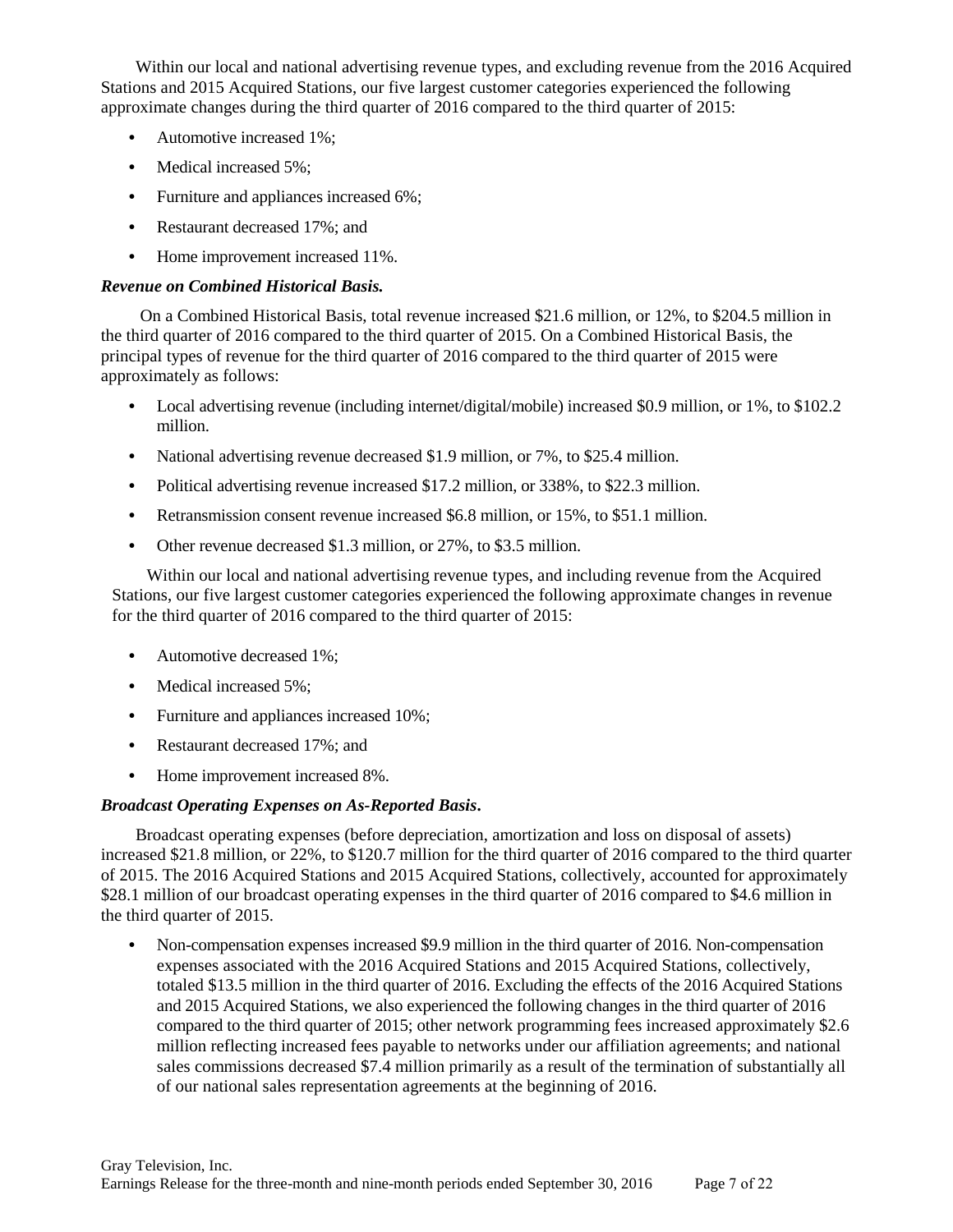Within our local and national advertising revenue types, and excluding revenue from the 2016 Acquired Stations and 2015 Acquired Stations, our five largest customer categories experienced the following approximate changes during the third quarter of 2016 compared to the third quarter of 2015:

- Automotive increased 1%;
- Medical increased 5%;
- Furniture and appliances increased 6%;
- Restaurant decreased 17%; and
- Home improvement increased 11%.

***Revenue on Combined Historical Basis.***

On a Combined Historical Basis, total revenue increased $21.6 million, or 12%, to $204.5 million in the third quarter of 2016 compared to the third quarter of 2015. On a Combined Historical Basis, the principal types of revenue for the third quarter of 2016 compared to the third quarter of 2015 were approximately as follows:

- Local advertising revenue (including internet/digital/mobile) increased $0.9 million, or 1%, to $102.2 million.
- National advertising revenue decreased $1.9 million, or 7%, to $25.4 million.
- Political advertising revenue increased $17.2 million, or 338%, to $22.3 million.
- Retransmission consent revenue increased $6.8 million, or 15%, to $51.1 million.
- Other revenue decreased $1.3 million, or 27%, to $3.5 million.

Within our local and national advertising revenue types, and including revenue from the Acquired Stations, our five largest customer categories experienced the following approximate changes in revenue for the third quarter of 2016 compared to the third quarter of 2015:

- Automotive decreased 1%;
- Medical increased 5%;
- Furniture and appliances increased 10%;
- Restaurant decreased 17%; and
- Home improvement increased 8%.

***Broadcast Operating Expenses on As-Reported Basis.***

Broadcast operating expenses (before depreciation, amortization and loss on disposal of assets) increased $21.8 million, or 22%, to $120.7 million for the third quarter of 2016 compared to the third quarter of 2015. The 2016 Acquired Stations and 2015 Acquired Stations, collectively, accounted for approximately $28.1 million of our broadcast operating expenses in the third quarter of 2016 compared to $4.6 million in the third quarter of 2015.

- Non-compensation expenses increased $9.9 million in the third quarter of 2016. Non-compensation expenses associated with the 2016 Acquired Stations and 2015 Acquired Stations, collectively, totaled $13.5 million in the third quarter of 2016. Excluding the effects of the 2016 Acquired Stations and 2015 Acquired Stations, we also experienced the following changes in the third quarter of 2016 compared to the third quarter of 2015; other network programming fees increased approximately $2.6 million reflecting increased fees payable to networks under our affiliation agreements; and national sales commissions decreased $7.4 million primarily as a result of the termination of substantially all of our national sales representation agreements at the beginning of 2016.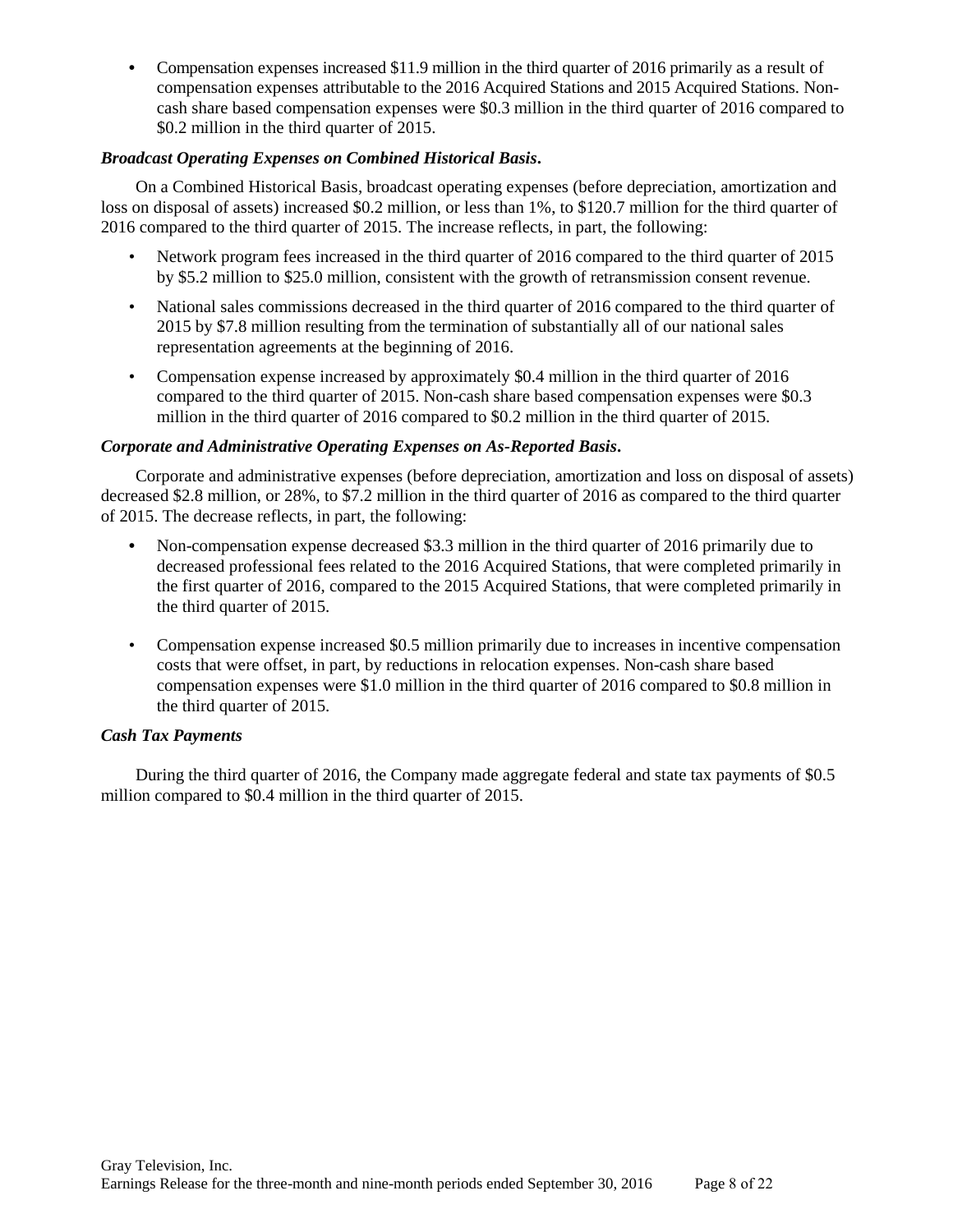- Compensation expenses increased $11.9 million in the third quarter of 2016 primarily as a result of compensation expenses attributable to the 2016 Acquired Stations and 2015 Acquired Stations. Non-cash share based compensation expenses were $0.3 million in the third quarter of 2016 compared to $0.2 million in the third quarter of 2015.

***Broadcast Operating Expenses on Combined Historical Basis.***

On a Combined Historical Basis, broadcast operating expenses (before depreciation, amortization and loss on disposal of assets) increased $0.2 million, or less than 1%, to $120.7 million for the third quarter of 2016 compared to the third quarter of 2015. The increase reflects, in part, the following:

- Network program fees increased in the third quarter of 2016 compared to the third quarter of 2015 by $5.2 million to $25.0 million, consistent with the growth of retransmission consent revenue.
- National sales commissions decreased in the third quarter of 2016 compared to the third quarter of 2015 by $7.8 million resulting from the termination of substantially all of our national sales representation agreements at the beginning of 2016.
- Compensation expense increased by approximately $0.4 million in the third quarter of 2016 compared to the third quarter of 2015. Non-cash share based compensation expenses were $0.3 million in the third quarter of 2016 compared to $0.2 million in the third quarter of 2015.

***Corporate and Administrative Operating Expenses on As-Reported Basis.***

Corporate and administrative expenses (before depreciation, amortization and loss on disposal of assets) decreased $2.8 million, or 28%, to $7.2 million in the third quarter of 2016 as compared to the third quarter of 2015. The decrease reflects, in part, the following:

- Non-compensation expense decreased $3.3 million in the third quarter of 2016 primarily due to decreased professional fees related to the 2016 Acquired Stations, that were completed primarily in the first quarter of 2016, compared to the 2015 Acquired Stations, that were completed primarily in the third quarter of 2015.
- Compensation expense increased $0.5 million primarily due to increases in incentive compensation costs that were offset, in part, by reductions in relocation expenses. Non-cash share based compensation expenses were $1.0 million in the third quarter of 2016 compared to $0.8 million in the third quarter of 2015.

***Cash Tax Payments***

During the third quarter of 2016, the Company made aggregate federal and state tax payments of $0.5 million compared to $0.4 million in the third quarter of 2015.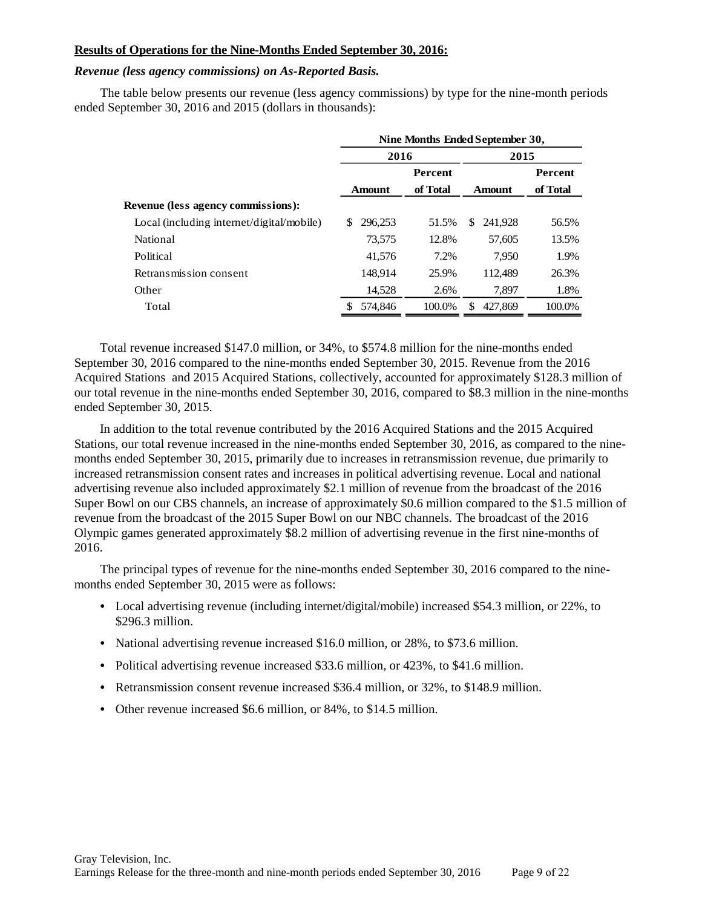**Results of Operations for the Nine-Months Ended September 30, 2016:**

***Revenue (less agency commissions) on As-Reported Basis.***

The table below presents our revenue (less agency commissions) by type for the nine-month periods ended September 30, 2016 and 2015 (dollars in thousands):

| | Nine Months Ended September 30, | | | |
|---|---|---|---|---|
| | 2016 | | 2015 | |
| | Amount | Percent of Total | Amount | Percent of Total |
| **Revenue (less agency commissions):** | | | | |
| Local (including internet/digital/mobile) | $ 296,253 | 51.5% | $ 241,928 | 56.5% |
| National | 73,575 | 12.8% | 57,605 | 13.5% |
| Political | 41,576 | 7.2% | 7,950 | 1.9% |
| Retransmission consent | 148,914 | 25.9% | 112,489 | 26.3% |
| Other | 14,528 | 2.6% | 7,897 | 1.8% |
| Total | $ 574,846 | 100.0% | $ 427,869 | 100.0% |

Total revenue increased $147.0 million, or 34%, to $574.8 million for the nine-months ended September 30, 2016 compared to the nine-months ended September 30, 2015. Revenue from the 2016 Acquired Stations and 2015 Acquired Stations, collectively, accounted for approximately $128.3 million of our total revenue in the nine-months ended September 30, 2016, compared to $8.3 million in the nine-months ended September 30, 2015.

In addition to the total revenue contributed by the 2016 Acquired Stations and the 2015 Acquired Stations, our total revenue increased in the nine-months ended September 30, 2016, as compared to the nine-months ended September 30, 2015, primarily due to increases in retransmission revenue, due primarily to increased retransmission consent rates and increases in political advertising revenue. Local and national advertising revenue also included approximately $2.1 million of revenue from the broadcast of the 2016 Super Bowl on our CBS channels, an increase of approximately $0.6 million compared to the $1.5 million of revenue from the broadcast of the 2015 Super Bowl on our NBC channels. The broadcast of the 2016 Olympic games generated approximately $8.2 million of advertising revenue in the first nine-months of 2016.

The principal types of revenue for the nine-months ended September 30, 2016 compared to the nine-months ended September 30, 2015 were as follows:

- Local advertising revenue (including internet/digital/mobile) increased $54.3 million, or 22%, to $296.3 million.
- National advertising revenue increased $16.0 million, or 28%, to $73.6 million.
- Political advertising revenue increased $33.6 million, or 423%, to $41.6 million.
- Retransmission consent revenue increased $36.4 million, or 32%, to $148.9 million.
- Other revenue increased $6.6 million, or 84%, to $14.5 million.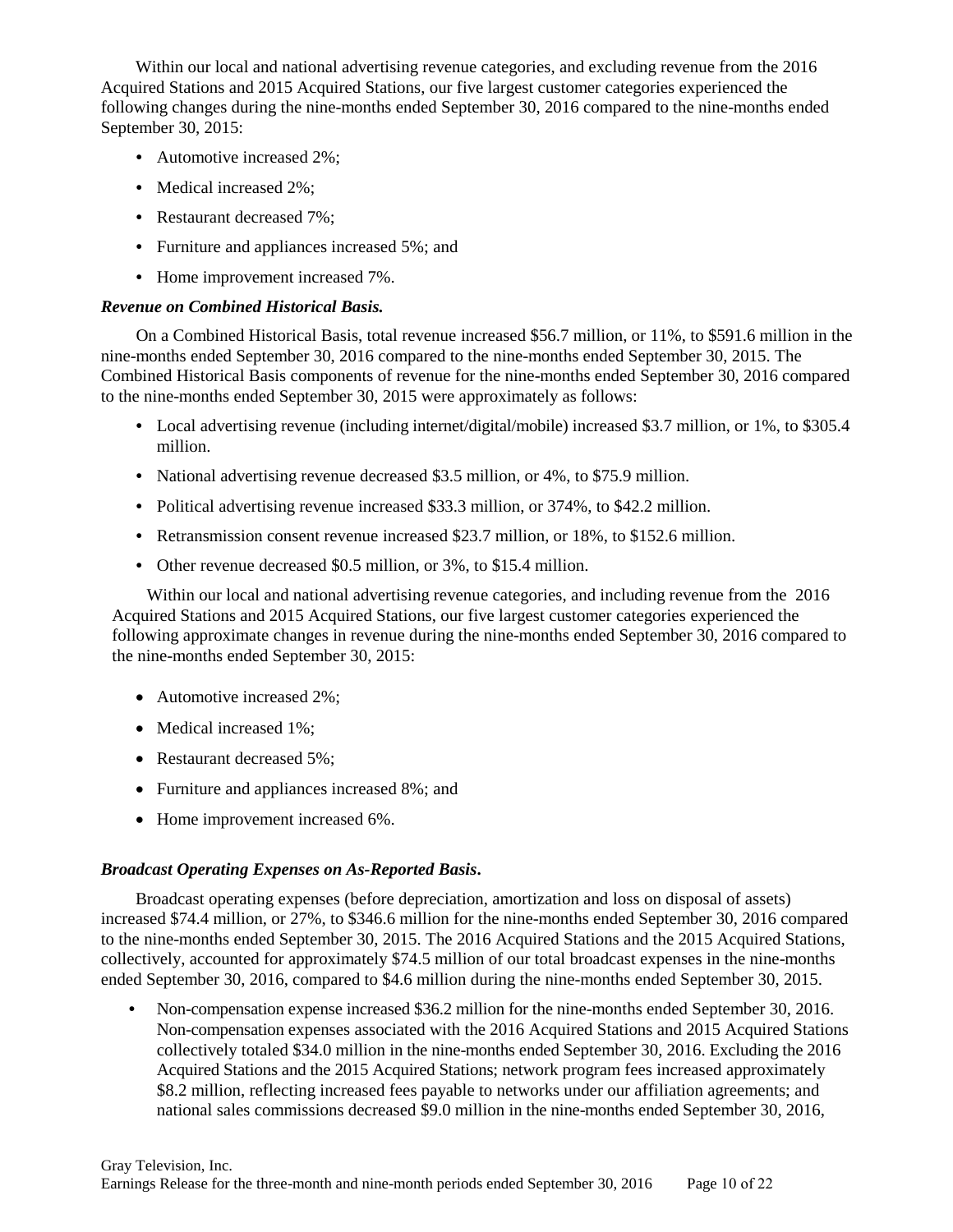Within our local and national advertising revenue categories, and excluding revenue from the 2016 Acquired Stations and 2015 Acquired Stations, our five largest customer categories experienced the following changes during the nine-months ended September 30, 2016 compared to the nine-months ended September 30, 2015:

- Automotive increased 2%;
- Medical increased 2%;
- Restaurant decreased 7%;
- Furniture and appliances increased 5%; and
- Home improvement increased 7%.

***Revenue on Combined Historical Basis.***

On a Combined Historical Basis, total revenue increased $56.7 million, or 11%, to $591.6 million in the nine-months ended September 30, 2016 compared to the nine-months ended September 30, 2015. The Combined Historical Basis components of revenue for the nine-months ended September 30, 2016 compared to the nine-months ended September 30, 2015 were approximately as follows:

- Local advertising revenue (including internet/digital/mobile) increased $3.7 million, or 1%, to $305.4 million.
- National advertising revenue decreased $3.5 million, or 4%, to $75.9 million.
- Political advertising revenue increased $33.3 million, or 374%, to $42.2 million.
- Retransmission consent revenue increased $23.7 million, or 18%, to $152.6 million.
- Other revenue decreased $0.5 million, or 3%, to $15.4 million.

Within our local and national advertising revenue categories, and including revenue from the 2016 Acquired Stations and 2015 Acquired Stations, our five largest customer categories experienced the following approximate changes in revenue during the nine-months ended September 30, 2016 compared to the nine-months ended September 30, 2015:

- Automotive increased 2%;
- Medical increased 1%;
- Restaurant decreased 5%;
- Furniture and appliances increased 8%; and
- Home improvement increased 6%.

***Broadcast Operating Expenses on As-Reported Basis.***

Broadcast operating expenses (before depreciation, amortization and loss on disposal of assets) increased $74.4 million, or 27%, to $346.6 million for the nine-months ended September 30, 2016 compared to the nine-months ended September 30, 2015. The 2016 Acquired Stations and the 2015 Acquired Stations, collectively, accounted for approximately $74.5 million of our total broadcast expenses in the nine-months ended September 30, 2016, compared to $4.6 million during the nine-months ended September 30, 2015.

- Non-compensation expense increased $36.2 million for the nine-months ended September 30, 2016. Non-compensation expenses associated with the 2016 Acquired Stations and 2015 Acquired Stations collectively totaled $34.0 million in the nine-months ended September 30, 2016. Excluding the 2016 Acquired Stations and the 2015 Acquired Stations; network program fees increased approximately $8.2 million, reflecting increased fees payable to networks under our affiliation agreements; and national sales commissions decreased $9.0 million in the nine-months ended September 30, 2016,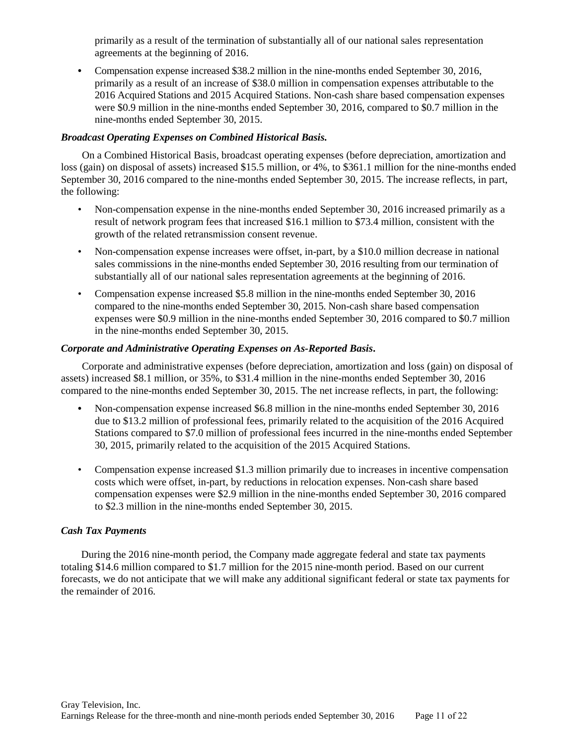primarily as a result of the termination of substantially all of our national sales representation agreements at the beginning of 2016.

- Compensation expense increased $38.2 million in the nine-months ended September 30, 2016, primarily as a result of an increase of $38.0 million in compensation expenses attributable to the 2016 Acquired Stations and 2015 Acquired Stations. Non-cash share based compensation expenses were $0.9 million in the nine-months ended September 30, 2016, compared to $0.7 million in the nine-months ended September 30, 2015.

***Broadcast Operating Expenses on Combined Historical Basis.***

On a Combined Historical Basis, broadcast operating expenses (before depreciation, amortization and loss (gain) on disposal of assets) increased $15.5 million, or 4%, to $361.1 million for the nine-months ended September 30, 2016 compared to the nine-months ended September 30, 2015. The increase reflects, in part, the following:

- Non-compensation expense in the nine-months ended September 30, 2016 increased primarily as a result of network program fees that increased $16.1 million to $73.4 million, consistent with the growth of the related retransmission consent revenue.
- Non-compensation expense increases were offset, in-part, by a $10.0 million decrease in national sales commissions in the nine-months ended September 30, 2016 resulting from our termination of substantially all of our national sales representation agreements at the beginning of 2016.
- Compensation expense increased $5.8 million in the nine-months ended September 30, 2016 compared to the nine-months ended September 30, 2015. Non-cash share based compensation expenses were $0.9 million in the nine-months ended September 30, 2016 compared to $0.7 million in the nine-months ended September 30, 2015.

***Corporate and Administrative Operating Expenses on As-Reported Basis.***

Corporate and administrative expenses (before depreciation, amortization and loss (gain) on disposal of assets) increased $8.1 million, or 35%, to $31.4 million in the nine-months ended September 30, 2016 compared to the nine-months ended September 30, 2015. The net increase reflects, in part, the following:

- Non-compensation expense increased $6.8 million in the nine-months ended September 30, 2016 due to $13.2 million of professional fees, primarily related to the acquisition of the 2016 Acquired Stations compared to $7.0 million of professional fees incurred in the nine-months ended September 30, 2015, primarily related to the acquisition of the 2015 Acquired Stations.

- Compensation expense increased $1.3 million primarily due to increases in incentive compensation costs which were offset, in-part, by reductions in relocation expenses. Non-cash share based compensation expenses were $2.9 million in the nine-months ended September 30, 2016 compared to $2.3 million in the nine-months ended September 30, 2015.

***Cash Tax Payments***

During the 2016 nine-month period, the Company made aggregate federal and state tax payments totaling $14.6 million compared to $1.7 million for the 2015 nine-month period. Based on our current forecasts, we do not anticipate that we will make any additional significant federal or state tax payments for the remainder of 2016.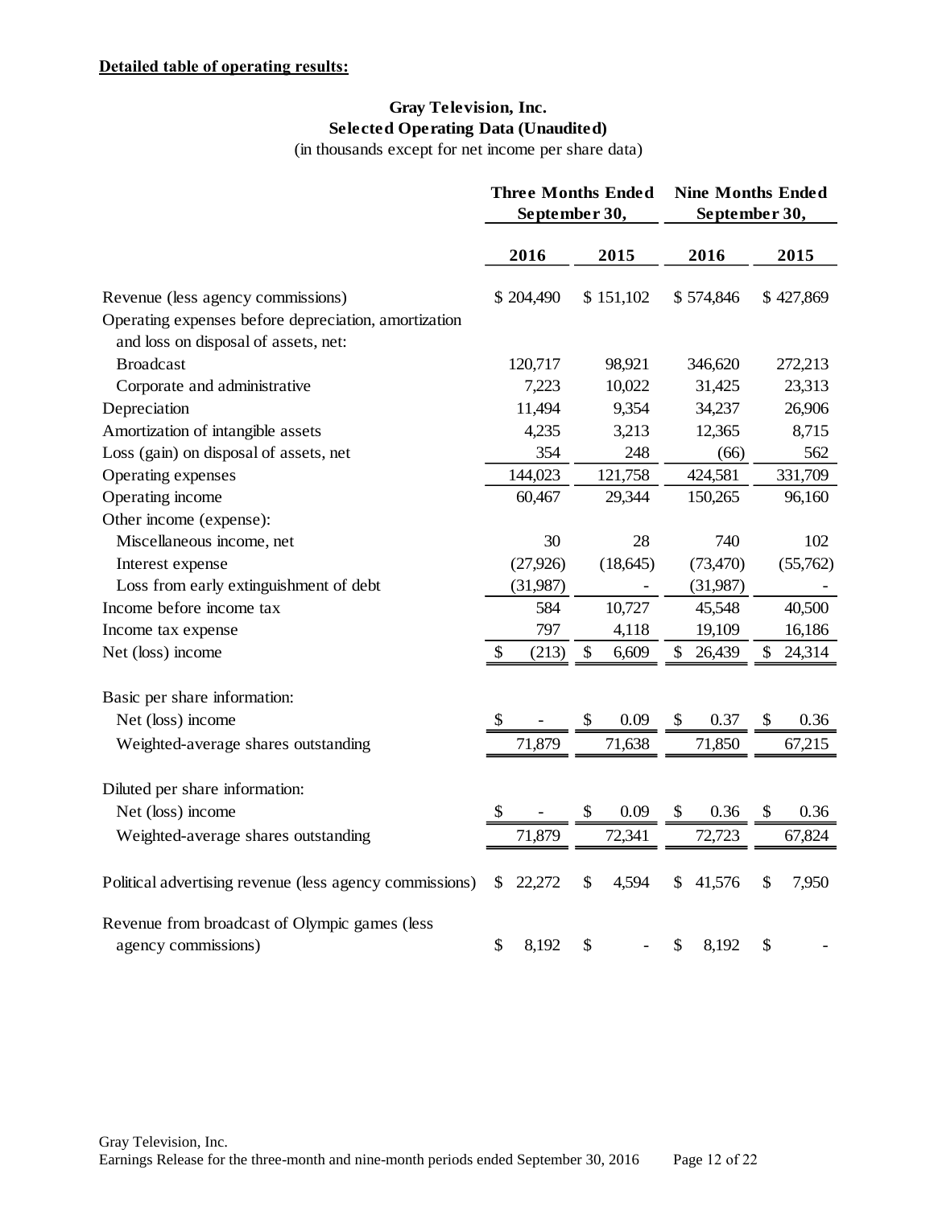**Detailed table of operating results:**

## Gray Television, Inc.
### Selected Operating Data (Unaudited)
(in thousands except for net income per share data)

| | Three Months Ended September 30, | | Nine Months Ended September 30, | |
|---|---|---|---|---|
| | 2016 | 2015 | 2016 | 2015 |
| Revenue (less agency commissions) | $ 204,490 | $ 151,102 | $ 574,846 | $ 427,869 |
| Operating expenses before depreciation, amortization and loss on disposal of assets, net: | | | | |
| Broadcast | 120,717 | 98,921 | 346,620 | 272,213 |
| Corporate and administrative | 7,223 | 10,022 | 31,425 | 23,313 |
| Depreciation | 11,494 | 9,354 | 34,237 | 26,906 |
| Amortization of intangible assets | 4,235 | 3,213 | 12,365 | 8,715 |
| Loss (gain) on disposal of assets, net | 354 | 248 | (66) | 562 |
| Operating expenses | 144,023 | 121,758 | 424,581 | 331,709 |
| Operating income | 60,467 | 29,344 | 150,265 | 96,160 |
| Other income (expense): | | | | |
| Miscellaneous income, net | 30 | 28 | 740 | 102 |
| Interest expense | (27,926) | (18,645) | (73,470) | (55,762) |
| Loss from early extinguishment of debt | (31,987) | - | (31,987) | - |
| Income before income tax | 584 | 10,727 | 45,548 | 40,500 |
| Income tax expense | 797 | 4,118 | 19,109 | 16,186 |
| Net (loss) income | $ (213) | $ 6,609 | $ 26,439 | $ 24,314 |
| | | | | |
| Basic per share information: | | | | |
| Net (loss) income | $ - | $ 0.09 | $ 0.37 | $ 0.36 |
| Weighted-average shares outstanding | 71,879 | 71,638 | 71,850 | 67,215 |
| | | | | |
| Diluted per share information: | | | | |
| Net (loss) income | $ - | $ 0.09 | $ 0.36 | $ 0.36 |
| Weighted-average shares outstanding | 71,879 | 72,341 | 72,723 | 67,824 |
| | | | | |
| Political advertising revenue (less agency commissions) | $ 22,272 | $ 4,594 | $ 41,576 | $ 7,950 |
| | | | | |
| Revenue from broadcast of Olympic games (less agency commissions) | $ 8,192 | $ - | $ 8,192 | $ - |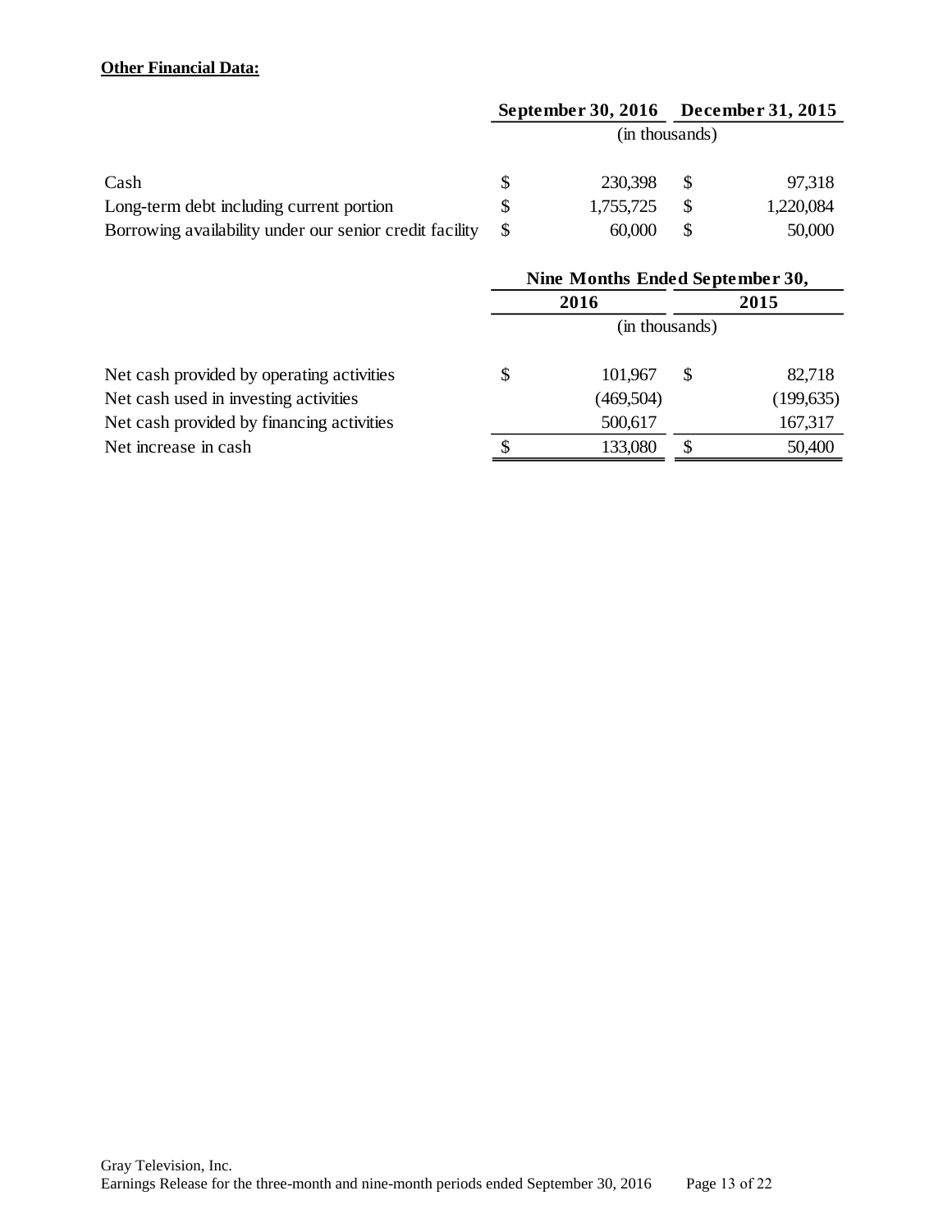**Other Financial Data:**

| | September 30, 2016 | December 31, 2015 |
|---|---|---|
| | (in thousands) | |
| Cash | $ 230,398 | $ 97,318 |
| Long-term debt including current portion | $ 1,755,725 | $ 1,220,084 |
| Borrowing availability under our senior credit facility | $ 60,000 | $ 50,000 |

| | Nine Months Ended September 30, | |
|---|---|---|
| | 2016 | 2015 |
| | (in thousands) | |
| Net cash provided by operating activities | $ 101,967 | $ 82,718 |
| Net cash used in investing activities | (469,504) | (199,635) |
| Net cash provided by financing activities | 500,617 | 167,317 |
| Net increase in cash | $ 133,080 | $ 50,400 |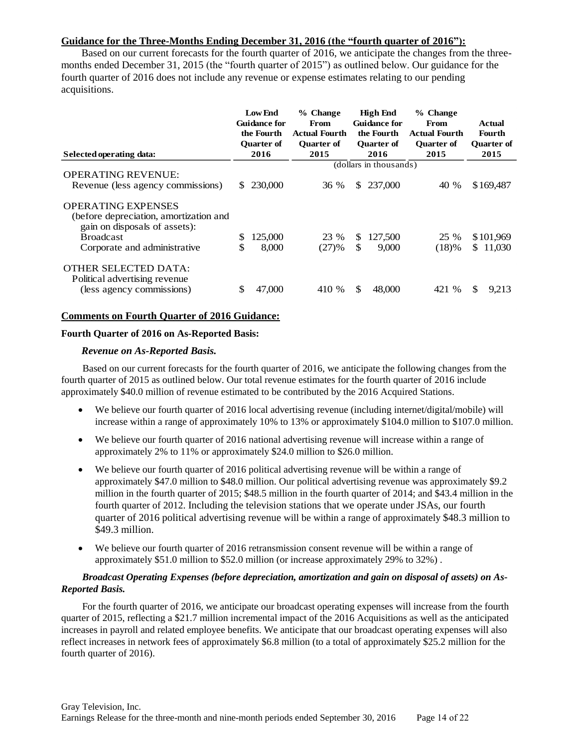**Guidance for the Three-Months Ending December 31, 2016 (the "fourth quarter of 2016"):**

Based on our current forecasts for the fourth quarter of 2016, we anticipate the changes from the three-months ended December 31, 2015 (the "fourth quarter of 2015") as outlined below. Our guidance for the fourth quarter of 2016 does not include any revenue or expense estimates relating to our pending acquisitions.

| Selected operating data: | Low End Guidance for the Fourth Quarter of 2016 | % Change From Actual Fourth Quarter of 2015 | High End Guidance for the Fourth Quarter of 2016 | % Change From Actual Fourth Quarter of 2015 | Actual Fourth Quarter of 2015 |
|---|---|---|---|---|---|
| | (dollars in thousands) | | | | |
| OPERATING REVENUE: | | | | | |
| Revenue (less agency commissions) | $ 230,000 | 36 % | $ 237,000 | 40 % | $169,487 |
| OPERATING EXPENSES (before depreciation, amortization and gain on disposals of assets): | | | | | |
| Broadcast | $ 125,000 | 23 % | $ 127,500 | 25 % | $101,969 |
| Corporate and administrative | $ 8,000 | (27)% | $ 9,000 | (18)% | $ 11,030 |
| OTHER SELECTED DATA: | | | | | |
| Political advertising revenue (less agency commissions) | $ 47,000 | 410 % | $ 48,000 | 421 % | $ 9,213 |

**Comments on Fourth Quarter of 2016 Guidance:**

**Fourth Quarter of 2016 on As-Reported Basis:**

***Revenue on As-Reported Basis.***

Based on our current forecasts for the fourth quarter of 2016, we anticipate the following changes from the fourth quarter of 2015 as outlined below. Our total revenue estimates for the fourth quarter of 2016 include approximately $40.0 million of revenue estimated to be contributed by the 2016 Acquired Stations.

- We believe our fourth quarter of 2016 local advertising revenue (including internet/digital/mobile) will increase within a range of approximately 10% to 13% or approximately $104.0 million to $107.0 million.
- We believe our fourth quarter of 2016 national advertising revenue will increase within a range of approximately 2% to 11% or approximately $24.0 million to $26.0 million.
- We believe our fourth quarter of 2016 political advertising revenue will be within a range of approximately $47.0 million to $48.0 million. Our political advertising revenue was approximately $9.2 million in the fourth quarter of 2015; $48.5 million in the fourth quarter of 2014; and $43.4 million in the fourth quarter of 2012. Including the television stations that we operate under JSAs, our fourth quarter of 2016 political advertising revenue will be within a range of approximately $48.3 million to $49.3 million.
- We believe our fourth quarter of 2016 retransmission consent revenue will be within a range of approximately $51.0 million to $52.0 million (or increase approximately 29% to 32%) .

***Broadcast Operating Expenses (before depreciation, amortization and gain on disposal of assets) on As-Reported Basis.***

For the fourth quarter of 2016, we anticipate our broadcast operating expenses will increase from the fourth quarter of 2015, reflecting a $21.7 million incremental impact of the 2016 Acquisitions as well as the anticipated increases in payroll and related employee benefits. We anticipate that our broadcast operating expenses will also reflect increases in network fees of approximately $6.8 million (to a total of approximately $25.2 million for the fourth quarter of 2016).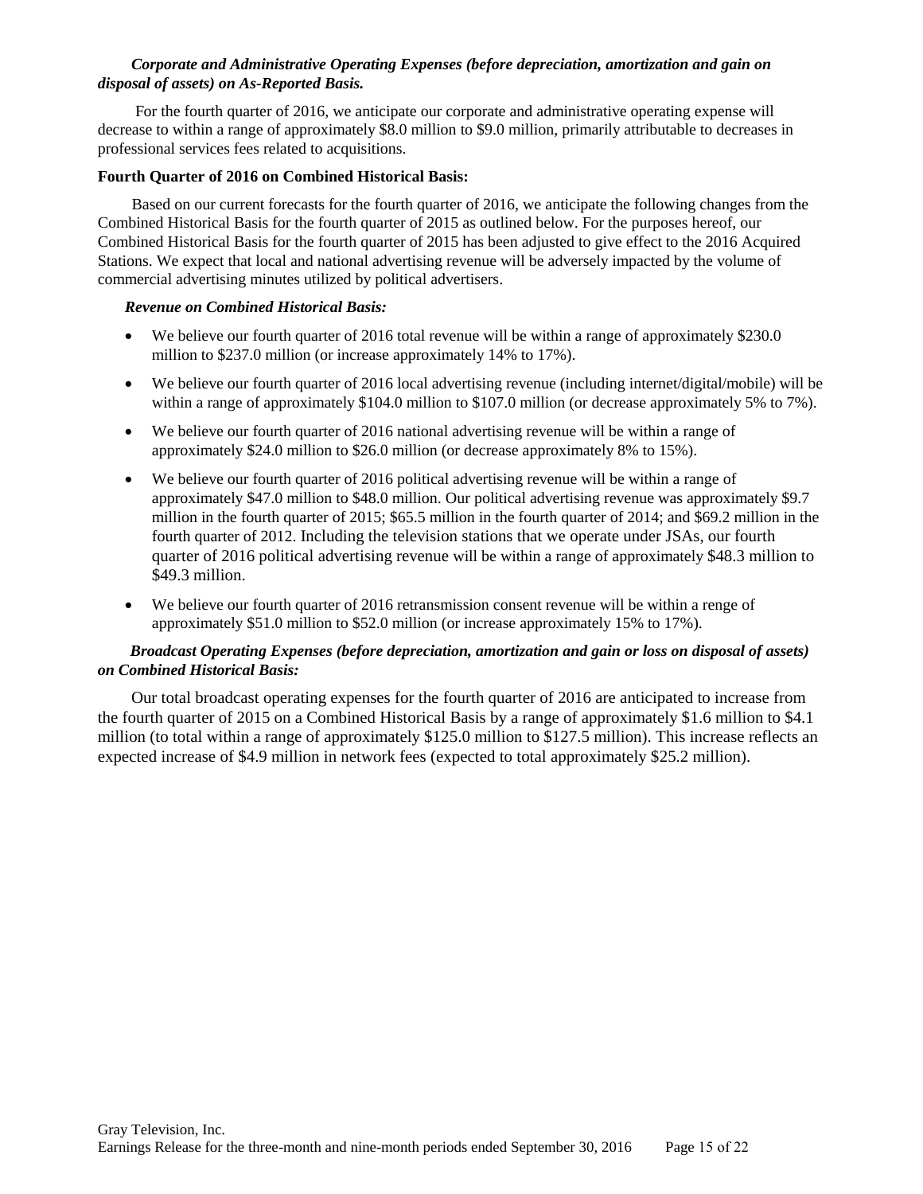***Corporate and Administrative Operating Expenses (before depreciation, amortization and gain on disposal of assets) on As-Reported Basis.***

For the fourth quarter of 2016, we anticipate our corporate and administrative operating expense will decrease to within a range of approximately $8.0 million to $9.0 million, primarily attributable to decreases in professional services fees related to acquisitions.

**Fourth Quarter of 2016 on Combined Historical Basis:**

Based on our current forecasts for the fourth quarter of 2016, we anticipate the following changes from the Combined Historical Basis for the fourth quarter of 2015 as outlined below. For the purposes hereof, our Combined Historical Basis for the fourth quarter of 2015 has been adjusted to give effect to the 2016 Acquired Stations. We expect that local and national advertising revenue will be adversely impacted by the volume of commercial advertising minutes utilized by political advertisers.

***Revenue on Combined Historical Basis:***

- We believe our fourth quarter of 2016 total revenue will be within a range of approximately $230.0 million to $237.0 million (or increase approximately 14% to 17%).
- We believe our fourth quarter of 2016 local advertising revenue (including internet/digital/mobile) will be within a range of approximately $104.0 million to $107.0 million (or decrease approximately 5% to 7%).
- We believe our fourth quarter of 2016 national advertising revenue will be within a range of approximately $24.0 million to $26.0 million (or decrease approximately 8% to 15%).
- We believe our fourth quarter of 2016 political advertising revenue will be within a range of approximately $47.0 million to $48.0 million. Our political advertising revenue was approximately $9.7 million in the fourth quarter of 2015; $65.5 million in the fourth quarter of 2014; and $69.2 million in the fourth quarter of 2012. Including the television stations that we operate under JSAs, our fourth quarter of 2016 political advertising revenue will be within a range of approximately $48.3 million to $49.3 million.
- We believe our fourth quarter of 2016 retransmission consent revenue will be within a renge of approximately $51.0 million to $52.0 million (or increase approximately 15% to 17%).

***Broadcast Operating Expenses (before depreciation, amortization and gain or loss on disposal of assets) on Combined Historical Basis:***

Our total broadcast operating expenses for the fourth quarter of 2016 are anticipated to increase from the fourth quarter of 2015 on a Combined Historical Basis by a range of approximately $1.6 million to $4.1 million (to total within a range of approximately $125.0 million to $127.5 million). This increase reflects an expected increase of $4.9 million in network fees (expected to total approximately $25.2 million).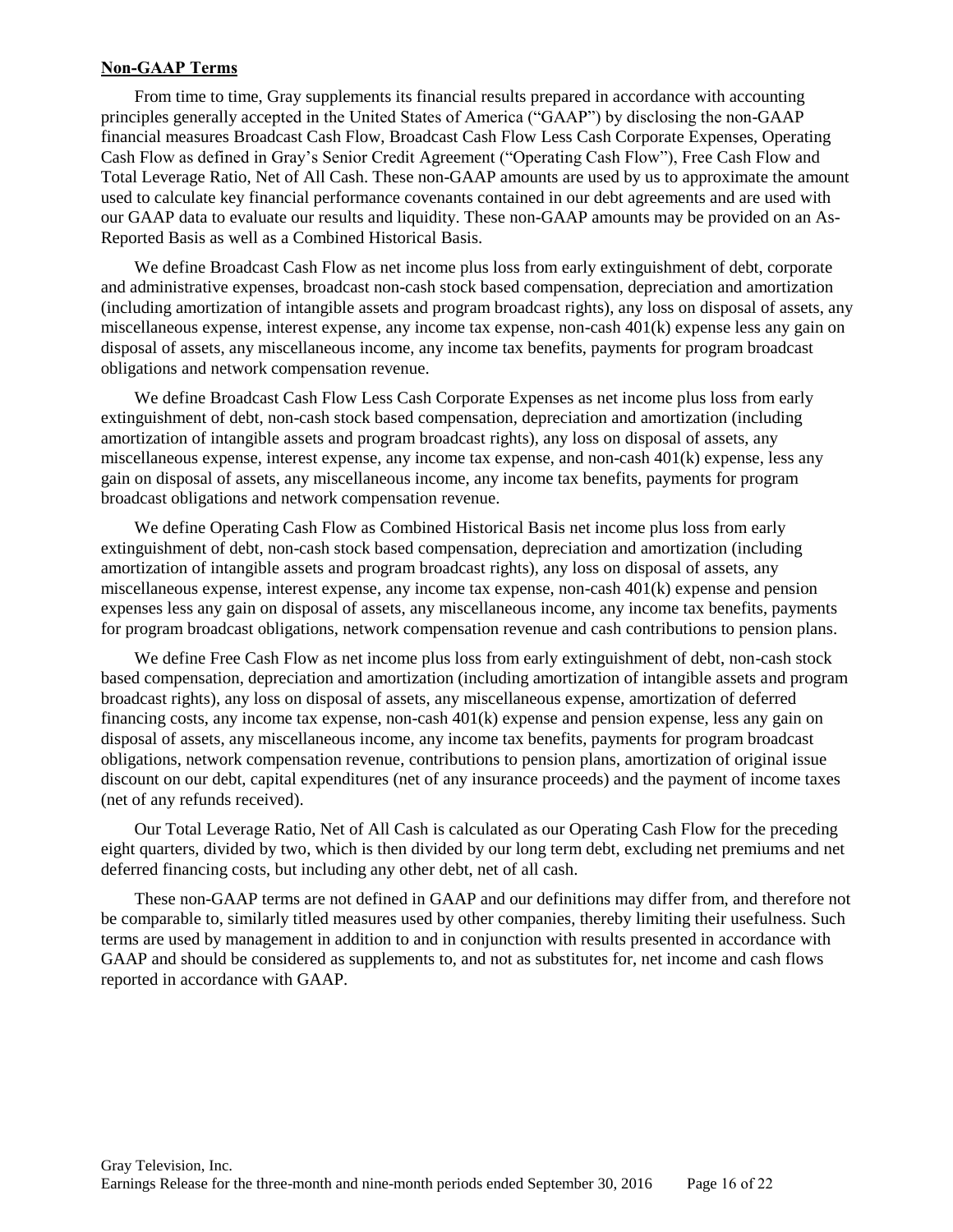## Non-GAAP Terms

From time to time, Gray supplements its financial results prepared in accordance with accounting principles generally accepted in the United States of America ("GAAP") by disclosing the non-GAAP financial measures Broadcast Cash Flow, Broadcast Cash Flow Less Cash Corporate Expenses, Operating Cash Flow as defined in Gray's Senior Credit Agreement ("Operating Cash Flow"), Free Cash Flow and Total Leverage Ratio, Net of All Cash. These non-GAAP amounts are used by us to approximate the amount used to calculate key financial performance covenants contained in our debt agreements and are used with our GAAP data to evaluate our results and liquidity. These non-GAAP amounts may be provided on an As-Reported Basis as well as a Combined Historical Basis.

We define Broadcast Cash Flow as net income plus loss from early extinguishment of debt, corporate and administrative expenses, broadcast non-cash stock based compensation, depreciation and amortization (including amortization of intangible assets and program broadcast rights), any loss on disposal of assets, any miscellaneous expense, interest expense, any income tax expense, non-cash 401(k) expense less any gain on disposal of assets, any miscellaneous income, any income tax benefits, payments for program broadcast obligations and network compensation revenue.

We define Broadcast Cash Flow Less Cash Corporate Expenses as net income plus loss from early extinguishment of debt, non-cash stock based compensation, depreciation and amortization (including amortization of intangible assets and program broadcast rights), any loss on disposal of assets, any miscellaneous expense, interest expense, any income tax expense, and non-cash 401(k) expense, less any gain on disposal of assets, any miscellaneous income, any income tax benefits, payments for program broadcast obligations and network compensation revenue.

We define Operating Cash Flow as Combined Historical Basis net income plus loss from early extinguishment of debt, non-cash stock based compensation, depreciation and amortization (including amortization of intangible assets and program broadcast rights), any loss on disposal of assets, any miscellaneous expense, interest expense, any income tax expense, non-cash 401(k) expense and pension expenses less any gain on disposal of assets, any miscellaneous income, any income tax benefits, payments for program broadcast obligations, network compensation revenue and cash contributions to pension plans.

We define Free Cash Flow as net income plus loss from early extinguishment of debt, non-cash stock based compensation, depreciation and amortization (including amortization of intangible assets and program broadcast rights), any loss on disposal of assets, any miscellaneous expense, amortization of deferred financing costs, any income tax expense, non-cash 401(k) expense and pension expense, less any gain on disposal of assets, any miscellaneous income, any income tax benefits, payments for program broadcast obligations, network compensation revenue, contributions to pension plans, amortization of original issue discount on our debt, capital expenditures (net of any insurance proceeds) and the payment of income taxes (net of any refunds received).

Our Total Leverage Ratio, Net of All Cash is calculated as our Operating Cash Flow for the preceding eight quarters, divided by two, which is then divided by our long term debt, excluding net premiums and net deferred financing costs, but including any other debt, net of all cash.

These non-GAAP terms are not defined in GAAP and our definitions may differ from, and therefore not be comparable to, similarly titled measures used by other companies, thereby limiting their usefulness. Such terms are used by management in addition to and in conjunction with results presented in accordance with GAAP and should be considered as supplements to, and not as substitutes for, net income and cash flows reported in accordance with GAAP.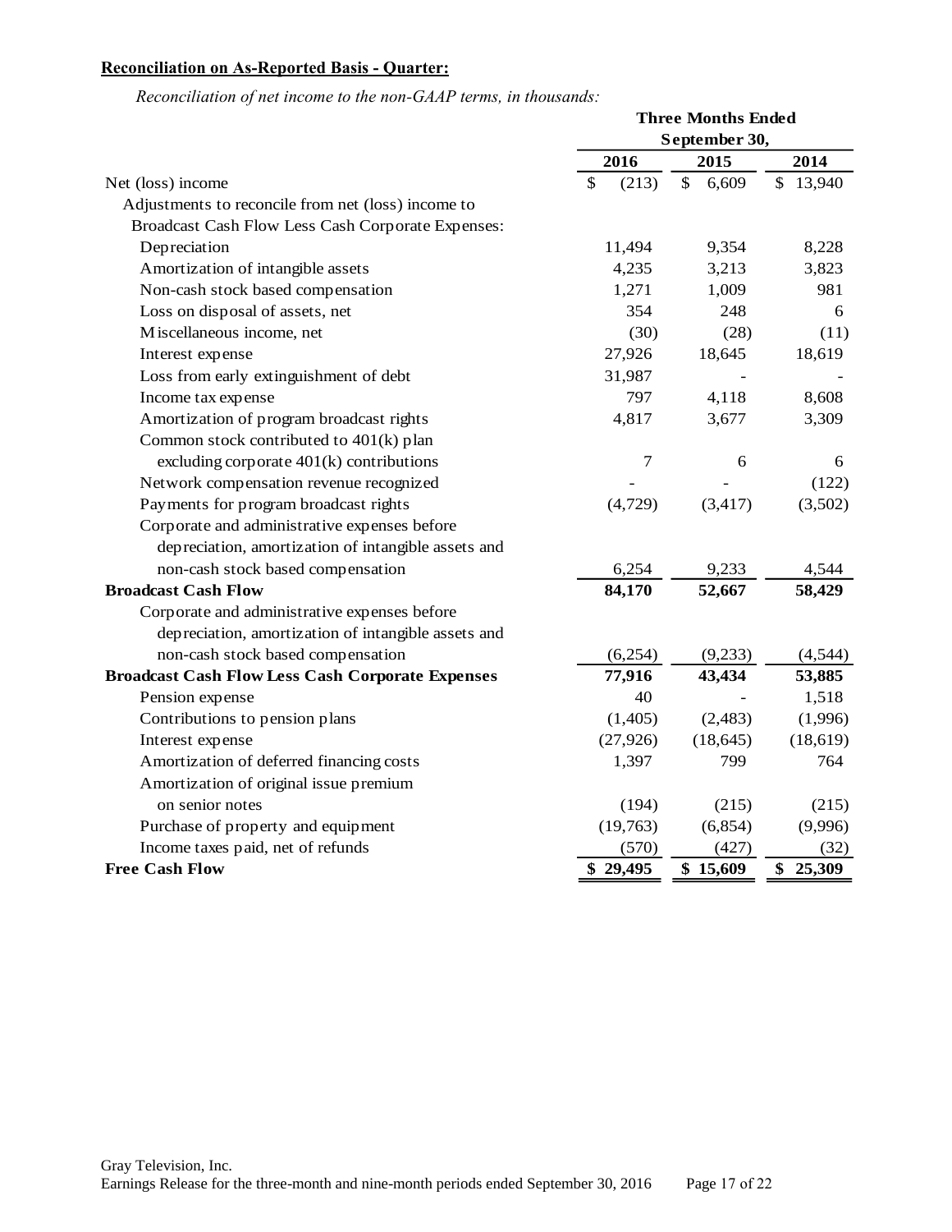**Reconciliation on As-Reported Basis - Quarter:**

*Reconciliation of net income to the non-GAAP terms, in thousands:*

| | Three Months Ended September 30, | | |
|---|---|---|---|
| | 2016 | 2015 | 2014 |
| Net (loss) income | $ (213) | $ 6,609 | $ 13,940 |
| Adjustments to reconcile from net (loss) income to Broadcast Cash Flow Less Cash Corporate Expenses: | | | |
| Depreciation | 11,494 | 9,354 | 8,228 |
| Amortization of intangible assets | 4,235 | 3,213 | 3,823 |
| Non-cash stock based compensation | 1,271 | 1,009 | 981 |
| Loss on disposal of assets, net | 354 | 248 | 6 |
| Miscellaneous income, net | (30) | (28) | (11) |
| Interest expense | 27,926 | 18,645 | 18,619 |
| Loss from early extinguishment of debt | 31,987 | - | - |
| Income tax expense | 797 | 4,118 | 8,608 |
| Amortization of program broadcast rights | 4,817 | 3,677 | 3,309 |
| Common stock contributed to 401(k) plan excluding corporate 401(k) contributions | 7 | 6 | 6 |
| Network compensation revenue recognized | - | - | (122) |
| Payments for program broadcast rights | (4,729) | (3,417) | (3,502) |
| Corporate and administrative expenses before depreciation, amortization of intangible assets and non-cash stock based compensation | 6,254 | 9,233 | 4,544 |
| **Broadcast Cash Flow** | **84,170** | **52,667** | **58,429** |
| Corporate and administrative expenses before depreciation, amortization of intangible assets and non-cash stock based compensation | (6,254) | (9,233) | (4,544) |
| **Broadcast Cash Flow Less Cash Corporate Expenses** | **77,916** | **43,434** | **53,885** |
| Pension expense | 40 | - | 1,518 |
| Contributions to pension plans | (1,405) | (2,483) | (1,996) |
| Interest expense | (27,926) | (18,645) | (18,619) |
| Amortization of deferred financing costs | 1,397 | 799 | 764 |
| Amortization of original issue premium on senior notes | (194) | (215) | (215) |
| Purchase of property and equipment | (19,763) | (6,854) | (9,996) |
| Income taxes paid, net of refunds | (570) | (427) | (32) |
| **Free Cash Flow** | **$ 29,495** | **$ 15,609** | **$ 25,309** |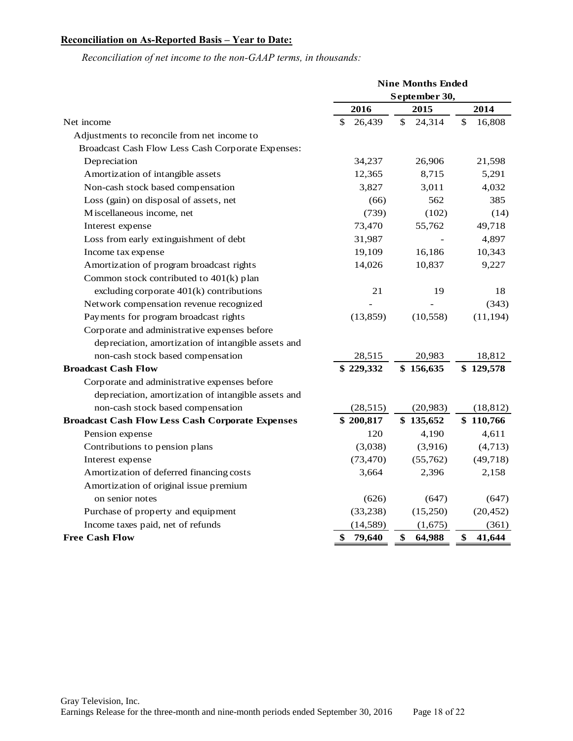**Reconciliation on As-Reported Basis – Year to Date:**

*Reconciliation of net income to the non-GAAP terms, in thousands:*

| | Nine Months Ended September 30, | | |
|---|---|---|---|
| | 2016 | 2015 | 2014 |
| Net income | $ 26,439 | $ 24,314 | $ 16,808 |
| Adjustments to reconcile from net income to Broadcast Cash Flow Less Cash Corporate Expenses: | | | |
| Depreciation | 34,237 | 26,906 | 21,598 |
| Amortization of intangible assets | 12,365 | 8,715 | 5,291 |
| Non-cash stock based compensation | 3,827 | 3,011 | 4,032 |
| Loss (gain) on disposal of assets, net | (66) | 562 | 385 |
| Miscellaneous income, net | (739) | (102) | (14) |
| Interest expense | 73,470 | 55,762 | 49,718 |
| Loss from early extinguishment of debt | 31,987 | - | 4,897 |
| Income tax expense | 19,109 | 16,186 | 10,343 |
| Amortization of program broadcast rights | 14,026 | 10,837 | 9,227 |
| Common stock contributed to 401(k) plan excluding corporate 401(k) contributions | 21 | 19 | 18 |
| Network compensation revenue recognized | - | - | (343) |
| Payments for program broadcast rights | (13,859) | (10,558) | (11,194) |
| Corporate and administrative expenses before depreciation, amortization of intangible assets and non-cash stock based compensation | 28,515 | 20,983 | 18,812 |
| **Broadcast Cash Flow** | **$ 229,332** | **$ 156,635** | **$ 129,578** |
| Corporate and administrative expenses before depreciation, amortization of intangible assets and non-cash stock based compensation | (28,515) | (20,983) | (18,812) |
| **Broadcast Cash Flow Less Cash Corporate Expenses** | **$ 200,817** | **$ 135,652** | **$ 110,766** |
| Pension expense | 120 | 4,190 | 4,611 |
| Contributions to pension plans | (3,038) | (3,916) | (4,713) |
| Interest expense | (73,470) | (55,762) | (49,718) |
| Amortization of deferred financing costs | 3,664 | 2,396 | 2,158 |
| Amortization of original issue premium on senior notes | (626) | (647) | (647) |
| Purchase of property and equipment | (33,238) | (15,250) | (20,452) |
| Income taxes paid, net of refunds | (14,589) | (1,675) | (361) |
| **Free Cash Flow** | **$ 79,640** | **$ 64,988** | **$ 41,644** |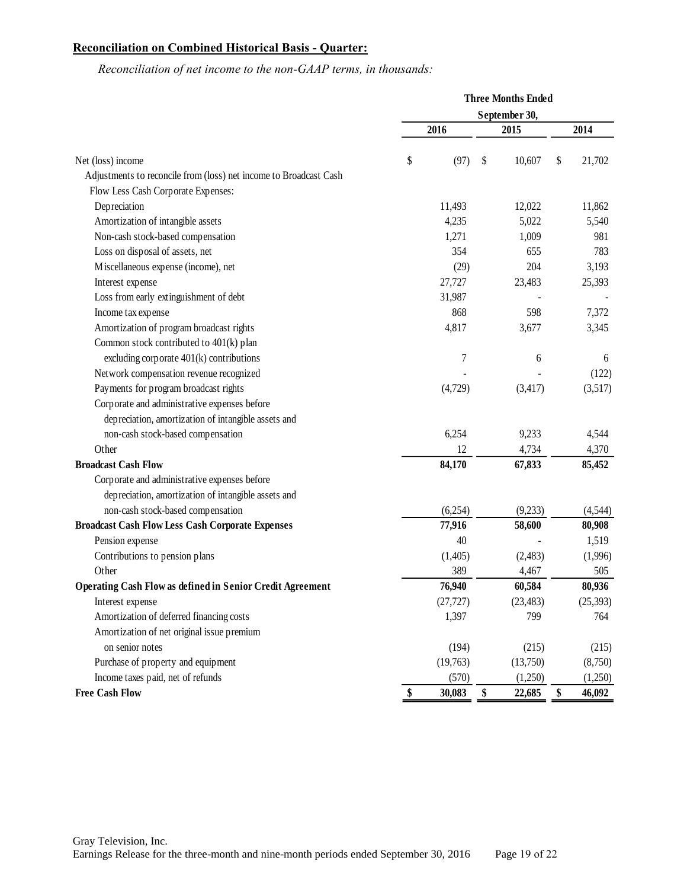**Reconciliation on Combined Historical Basis - Quarter:**

*Reconciliation of net income to the non-GAAP terms, in thousands:*

| | Three Months Ended September 30, | | |
|---|---|---|---|
| | 2016 | 2015 | 2014 |
| Net (loss) income | $ (97) | $ 10,607 | $ 21,702 |
| Adjustments to reconcile from (loss) net income to Broadcast Cash Flow Less Cash Corporate Expenses: | | | |
| Depreciation | 11,493 | 12,022 | 11,862 |
| Amortization of intangible assets | 4,235 | 5,022 | 5,540 |
| Non-cash stock-based compensation | 1,271 | 1,009 | 981 |
| Loss on disposal of assets, net | 354 | 655 | 783 |
| Miscellaneous expense (income), net | (29) | 204 | 3,193 |
| Interest expense | 27,727 | 23,483 | 25,393 |
| Loss from early extinguishment of debt | 31,987 | - | - |
| Income tax expense | 868 | 598 | 7,372 |
| Amortization of program broadcast rights | 4,817 | 3,677 | 3,345 |
| Common stock contributed to 401(k) plan excluding corporate 401(k) contributions | 7 | 6 | 6 |
| Network compensation revenue recognized | - | - | (122) |
| Payments for program broadcast rights | (4,729) | (3,417) | (3,517) |
| Corporate and administrative expenses before depreciation, amortization of intangible assets and non-cash stock-based compensation | 6,254 | 9,233 | 4,544 |
| Other | 12 | 4,734 | 4,370 |
| **Broadcast Cash Flow** | **84,170** | **67,833** | **85,452** |
| Corporate and administrative expenses before depreciation, amortization of intangible assets and non-cash stock-based compensation | (6,254) | (9,233) | (4,544) |
| **Broadcast Cash Flow Less Cash Corporate Expenses** | **77,916** | **58,600** | **80,908** |
| Pension expense | 40 | - | 1,519 |
| Contributions to pension plans | (1,405) | (2,483) | (1,996) |
| Other | 389 | 4,467 | 505 |
| **Operating Cash Flow as defined in Senior Credit Agreement** | **76,940** | **60,584** | **80,936** |
| Interest expense | (27,727) | (23,483) | (25,393) |
| Amortization of deferred financing costs | 1,397 | 799 | 764 |
| Amortization of net original issue premium on senior notes | (194) | (215) | (215) |
| Purchase of property and equipment | (19,763) | (13,750) | (8,750) |
| Income taxes paid, net of refunds | (570) | (1,250) | (1,250) |
| **Free Cash Flow** | **$ 30,083** | **$ 22,685** | **$ 46,092** |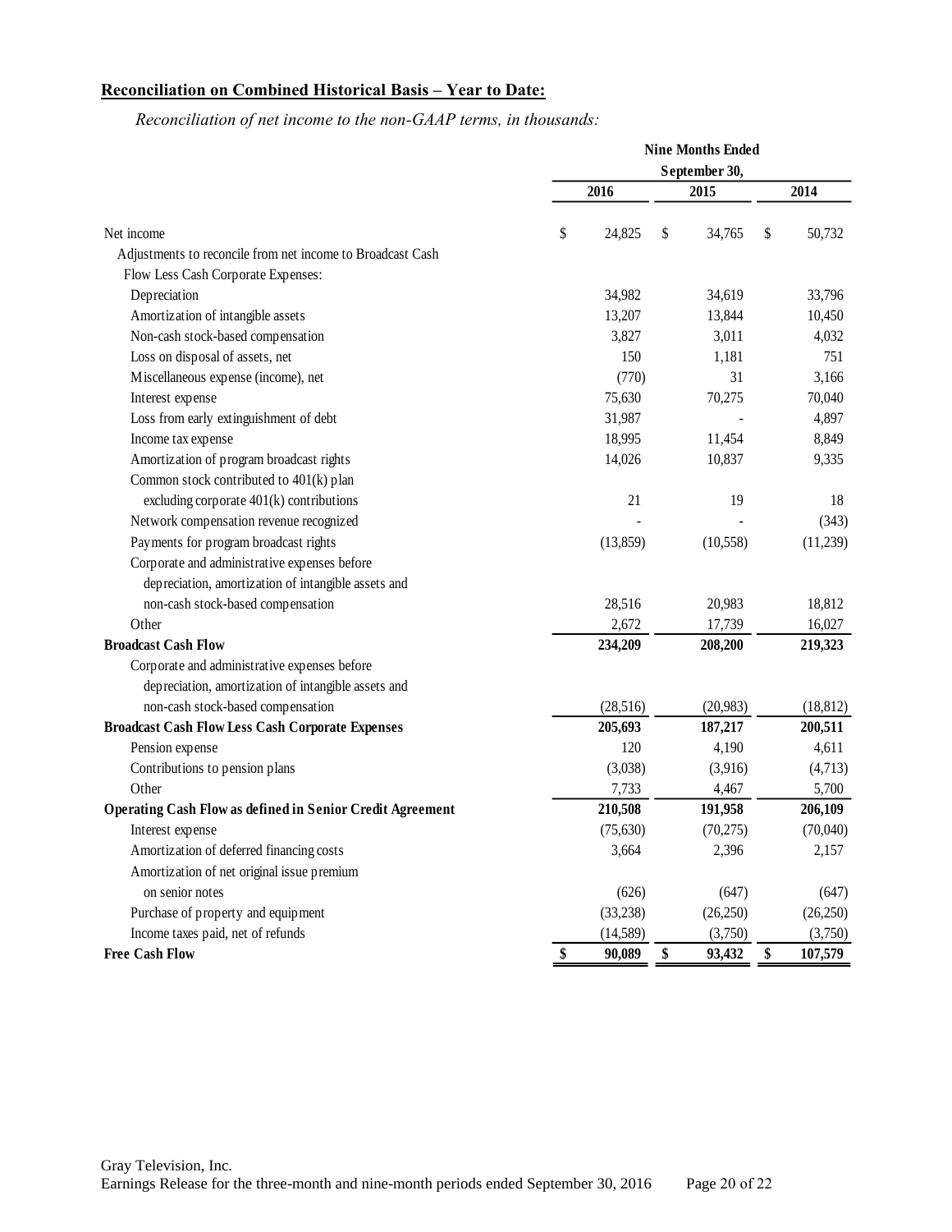## Reconciliation on Combined Historical Basis – Year to Date:

*Reconciliation of net income to the non-GAAP terms, in thousands:*

| | Nine Months Ended September 30, | | |
|---|---|---|---|
| | 2016 | 2015 | 2014 |
| Net income | $ 24,825 | $ 34,765 | $ 50,732 |
| Adjustments to reconcile from net income to Broadcast Cash Flow Less Cash Corporate Expenses: | | | |
| Depreciation | 34,982 | 34,619 | 33,796 |
| Amortization of intangible assets | 13,207 | 13,844 | 10,450 |
| Non-cash stock-based compensation | 3,827 | 3,011 | 4,032 |
| Loss on disposal of assets, net | 150 | 1,181 | 751 |
| Miscellaneous expense (income), net | (770) | 31 | 3,166 |
| Interest expense | 75,630 | 70,275 | 70,040 |
| Loss from early extinguishment of debt | 31,987 | - | 4,897 |
| Income tax expense | 18,995 | 11,454 | 8,849 |
| Amortization of program broadcast rights | 14,026 | 10,837 | 9,335 |
| Common stock contributed to 401(k) plan excluding corporate 401(k) contributions | 21 | 19 | 18 |
| Network compensation revenue recognized | - | - | (343) |
| Payments for program broadcast rights | (13,859) | (10,558) | (11,239) |
| Corporate and administrative expenses before depreciation, amortization of intangible assets and non-cash stock-based compensation | 28,516 | 20,983 | 18,812 |
| Other | 2,672 | 17,739 | 16,027 |
| **Broadcast Cash Flow** | **234,209** | **208,200** | **219,323** |
| Corporate and administrative expenses before depreciation, amortization of intangible assets and non-cash stock-based compensation | (28,516) | (20,983) | (18,812) |
| **Broadcast Cash Flow Less Cash Corporate Expenses** | **205,693** | **187,217** | **200,511** |
| Pension expense | 120 | 4,190 | 4,611 |
| Contributions to pension plans | (3,038) | (3,916) | (4,713) |
| Other | 7,733 | 4,467 | 5,700 |
| **Operating Cash Flow as defined in Senior Credit Agreement** | **210,508** | **191,958** | **206,109** |
| Interest expense | (75,630) | (70,275) | (70,040) |
| Amortization of deferred financing costs | 3,664 | 2,396 | 2,157 |
| Amortization of net original issue premium on senior notes | (626) | (647) | (647) |
| Purchase of property and equipment | (33,238) | (26,250) | (26,250) |
| Income taxes paid, net of refunds | (14,589) | (3,750) | (3,750) |
| **Free Cash Flow** | **$ 90,089** | **$ 93,432** | **$ 107,579** |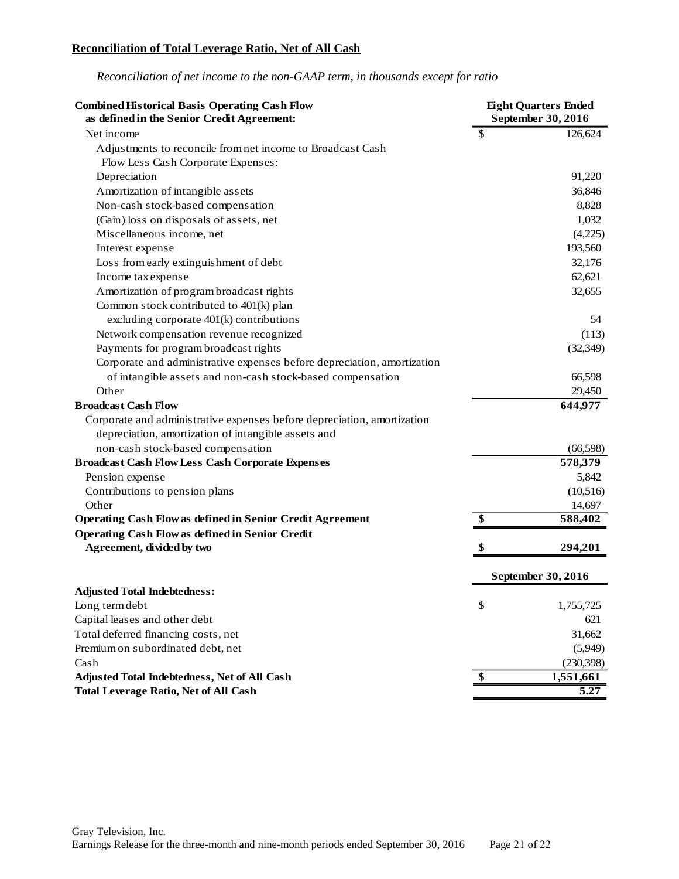**Reconciliation of Total Leverage Ratio, Net of All Cash**

*Reconciliation of net income to the non-GAAP term, in thousands except for ratio*

| Combined Historical Basis Operating Cash Flow as defined in the Senior Credit Agreement: | Eight Quarters Ended September 30, 2016 |
|---|---|
| Net income | $ 126,624 |
| Adjustments to reconcile from net income to Broadcast Cash Flow Less Cash Corporate Expenses: | |
| Depreciation | 91,220 |
| Amortization of intangible assets | 36,846 |
| Non-cash stock-based compensation | 8,828 |
| (Gain) loss on disposals of assets, net | 1,032 |
| Miscellaneous income, net | (4,225) |
| Interest expense | 193,560 |
| Loss from early extinguishment of debt | 32,176 |
| Income tax expense | 62,621 |
| Amortization of program broadcast rights | 32,655 |
| Common stock contributed to 401(k) plan excluding corporate 401(k) contributions | 54 |
| Network compensation revenue recognized | (113) |
| Payments for program broadcast rights | (32,349) |
| Corporate and administrative expenses before depreciation, amortization of intangible assets and non-cash stock-based compensation | 66,598 |
| Other | 29,450 |
| **Broadcast Cash Flow** | **644,977** |
| Corporate and administrative expenses before depreciation, amortization depreciation, amortization of intangible assets and non-cash stock-based compensation | (66,598) |
| **Broadcast Cash Flow Less Cash Corporate Expenses** | **578,379** |
| Pension expense | 5,842 |
| Contributions to pension plans | (10,516) |
| Other | 14,697 |
| **Operating Cash Flow as defined in Senior Credit Agreement** | **$ 588,402** |
| **Operating Cash Flow as defined in Senior Credit Agreement, divided by two** | **$ 294,201** |

| | September 30, 2016 |
|---|---|
| **Adjusted Total Indebtedness:** | |
| Long term debt | $ 1,755,725 |
| Capital leases and other debt | 621 |
| Total deferred financing costs, net | 31,662 |
| Premium on subordinated debt, net | (5,949) |
| Cash | (230,398) |
| **Adjusted Total Indebtedness, Net of All Cash** | **$ 1,551,661** |
| **Total Leverage Ratio, Net of All Cash** | **5.27** |

Gray Television, Inc.
Earnings Release for the three-month and nine-month periods ended September 30, 2016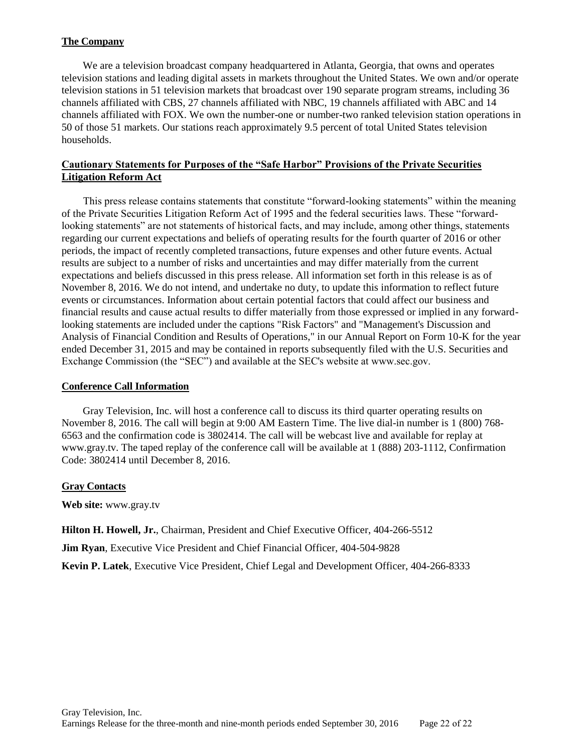## The Company

We are a television broadcast company headquartered in Atlanta, Georgia, that owns and operates television stations and leading digital assets in markets throughout the United States. We own and/or operate television stations in 51 television markets that broadcast over 190 separate program streams, including 36 channels affiliated with CBS, 27 channels affiliated with NBC, 19 channels affiliated with ABC and 14 channels affiliated with FOX. We own the number-one or number-two ranked television station operations in 50 of those 51 markets. Our stations reach approximately 9.5 percent of total United States television households.

## Cautionary Statements for Purposes of the "Safe Harbor" Provisions of the Private Securities Litigation Reform Act

This press release contains statements that constitute "forward-looking statements" within the meaning of the Private Securities Litigation Reform Act of 1995 and the federal securities laws. These "forward-looking statements" are not statements of historical facts, and may include, among other things, statements regarding our current expectations and beliefs of operating results for the fourth quarter of 2016 or other periods, the impact of recently completed transactions, future expenses and other future events. Actual results are subject to a number of risks and uncertainties and may differ materially from the current expectations and beliefs discussed in this press release. All information set forth in this release is as of November 8, 2016. We do not intend, and undertake no duty, to update this information to reflect future events or circumstances. Information about certain potential factors that could affect our business and financial results and cause actual results to differ materially from those expressed or implied in any forward-looking statements are included under the captions "Risk Factors" and "Management's Discussion and Analysis of Financial Condition and Results of Operations," in our Annual Report on Form 10-K for the year ended December 31, 2015 and may be contained in reports subsequently filed with the U.S. Securities and Exchange Commission (the "SEC") and available at the SEC's website at www.sec.gov.

## Conference Call Information

Gray Television, Inc. will host a conference call to discuss its third quarter operating results on November 8, 2016. The call will begin at 9:00 AM Eastern Time. The live dial-in number is 1 (800) 768-6563 and the confirmation code is 3802414. The call will be webcast live and available for replay at www.gray.tv. The taped replay of the conference call will be available at 1 (888) 203-1112, Confirmation Code: 3802414 until December 8, 2016.

## Gray Contacts

**Web site:** www.gray.tv

**Hilton H. Howell, Jr.**, Chairman, President and Chief Executive Officer, 404-266-5512

**Jim Ryan**, Executive Vice President and Chief Financial Officer, 404-504-9828

**Kevin P. Latek**, Executive Vice President, Chief Legal and Development Officer, 404-266-8333